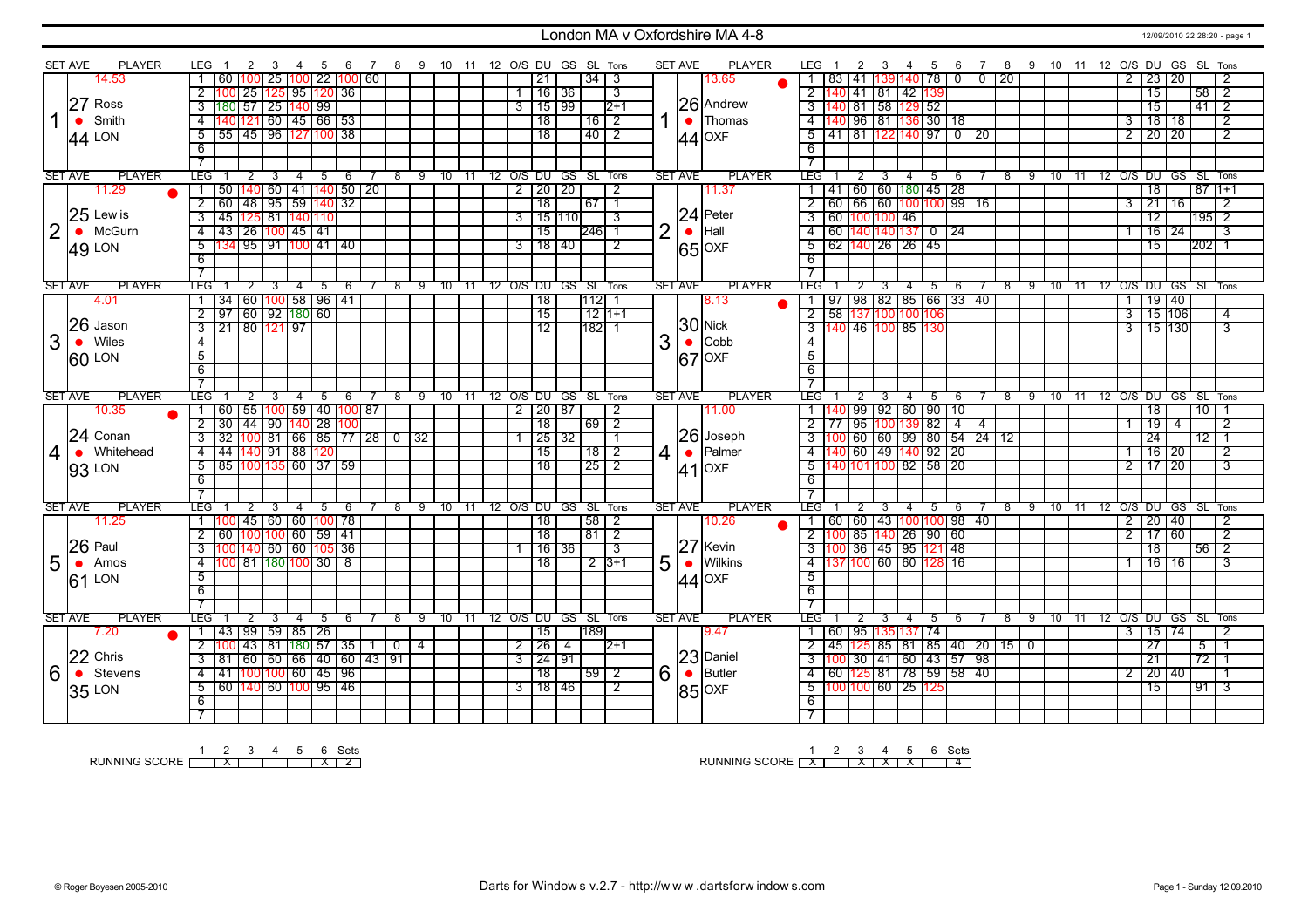# London MA v Oxfordshire MA 4-8

## Set 1

**LON — Ross Smith** (Set Ave 14.53 / 27.44)

| Leg | 1 | 2 | 3 | 4 | 5 | 6 | 7 | O/S | DU | GS | SL | Tons |
|---|---|---|---|---|---|---|---|---|---|---|---|---|
| 1 | 60 | 100 | 25 | 100 | 22 | 100 | 60 | | 21 | | 34 | 3 |
| 2 | 100 | 25 | 125 | 95 | 120 | 36 | | 1 | 16 | 36 | | 3 |
| 3 | 180 | 57 | 25 | 140 | 99 | | | 3 | 15 | 99 | | 2+1 |
| 4 | 140 | 121 | 60 | 45 | 66 | 53 | | | 18 | | 16 | 2 |
| 5 | 55 | 45 | 96 | 127 | 100 | 38 | | | 18 | | 40 | 2 |

**OXF — Andrew Thomas** (Set Ave 13.65 / 26.44)

| Leg | 1 | 2 | 3 | 4 | 5 | 6 | 7 | 8 | O/S | DU | GS | SL | Tons |
|---|---|---|---|---|---|---|---|---|---|---|---|---|---|
| 1 | 83 | 41 | 139 | 140 | 78 | 0 | 0 | 20 | 2 | 23 | 20 | | 2 |
| 2 | 140 | 41 | 81 | 42 | 139 | | | | | 15 | | 58 | 2 |
| 3 | 140 | 81 | 58 | 129 | 52 | | | | | 15 | | 41 | 2 |
| 4 | 140 | 96 | 81 | 136 | 30 | 18 | | | 3 | 18 | 18 | | 2 |
| 5 | 41 | 81 | 122 | 140 | 97 | 0 | 20 | | 2 | 20 | 20 | | 2 |

## Set 2

**LON — Lewis McGurn** (Set Ave 11.29 / 25.49)

| Leg | 1 | 2 | 3 | 4 | 5 | 6 | 7 | O/S | DU | GS | SL | Tons |
|---|---|---|---|---|---|---|---|---|---|---|---|---|
| 1 | 50 | 140 | 60 | 41 | 140 | 50 | 20 | 2 | 20 | 20 | | 2 |
| 2 | 60 | 48 | 95 | 59 | 140 | 32 | | | 18 | | 67 | 1 |
| 3 | 45 | 125 | 81 | 140 | 110 | | | 3 | 15 | 110 | | 3 |
| 4 | 43 | 26 | 100 | 45 | 41 | | | | 15 | | 246 | 1 |
| 5 | 134 | 95 | 91 | 100 | 41 | 40 | | 3 | 18 | 40 | | 2 |

**OXF — Peter Hall** (Set Ave 11.37 / 24.65)

| Leg | 1 | 2 | 3 | 4 | 5 | 6 | 7 | O/S | DU | GS | SL | Tons |
|---|---|---|---|---|---|---|---|---|---|---|---|---|
| 1 | 41 | 60 | 60 | 180 | 45 | 28 | | | 18 | | 87 | 1+1 |
| 2 | 60 | 66 | 60 | 100 | 100 | 99 | 16 | 3 | 21 | 16 | | 2 |
| 3 | 60 | 100 | 100 | 46 | | | | | 12 | | 195 | 2 |
| 4 | 60 | 140 | 140 | 137 | 0 | 24 | | 1 | 16 | 24 | | 3 |
| 5 | 62 | 140 | 26 | 26 | 45 | | | | 15 | | 202 | 1 |

## Set 3

**LON — Jason Wiles** (Set Ave 4.01 / 26.60)

| Leg | 1 | 2 | 3 | 4 | 5 | 6 | O/S | DU | GS | SL | Tons |
|---|---|---|---|---|---|---|---|---|---|---|---|
| 1 | 34 | 60 | 100 | 58 | 96 | 41 | | 18 | | 112 | 1 |
| 2 | 97 | 60 | 92 | 180 | 60 | | | 15 | | 12 | 1+1 |
| 3 | 21 | 80 | 121 | 97 | | | | 12 | | 182 | 1 |

**OXF — Nick Cobb** (Set Ave 8.13 / 30.67)

| Leg | 1 | 2 | 3 | 4 | 5 | 6 | 7 | O/S | DU | GS | SL | Tons |
|---|---|---|---|---|---|---|---|---|---|---|---|---|
| 1 | 97 | 98 | 82 | 85 | 66 | 33 | 40 | 1 | 19 | 40 | | |
| 2 | 58 | 137 | 100 | 100 | 106 | | | 3 | 15 | 106 | | 4 |
| 3 | 140 | 46 | 100 | 85 | 130 | | | 3 | 15 | 130 | | 3 |

## Set 4

**LON — Conan Whitehead** (Set Ave 10.35 / 24.93)

| Leg | 1 | 2 | 3 | 4 | 5 | 6 | 7 | 8 | 9 | O/S | DU | GS | SL | Tons |
|---|---|---|---|---|---|---|---|---|---|---|---|---|---|---|
| 1 | 60 | 55 | 100 | 59 | 40 | 100 | 87 | | | 2 | 20 | 87 | | 2 |
| 2 | 30 | 44 | 90 | 140 | 28 | 100 | | | | | 18 | | 69 | 2 |
| 3 | 32 | 100 | 81 | 66 | 85 | 77 | 28 | 0 | 32 | 1 | 25 | 32 | | 1 |
| 4 | 44 | 140 | 91 | 88 | 120 | | | | | | 15 | | 18 | 2 |
| 5 | 85 | 100 | 135 | 60 | 37 | 59 | | | | | 18 | | 25 | 2 |

**OXF — Joseph Palmer** (Set Ave 11.00 / 26.41)

| Leg | 1 | 2 | 3 | 4 | 5 | 6 | 7 | 8 | O/S | DU | GS | SL | Tons |
|---|---|---|---|---|---|---|---|---|---|---|---|---|---|
| 1 | 140 | 99 | 92 | 60 | 90 | 10 | | | | 18 | | 10 | 1 |
| 2 | 77 | 95 | 100 | 139 | 82 | 4 | 4 | | 1 | 19 | 4 | | 2 |
| 3 | 100 | 60 | 60 | 99 | 80 | 54 | 24 | 12 | | 24 | | 12 | 1 |
| 4 | 140 | 60 | 49 | 140 | 92 | 20 | | | 1 | 16 | 20 | | 2 |
| 5 | 140 | 101 | 100 | 82 | 58 | 20 | | | 2 | 17 | 20 | | 3 |

## Set 5

**LON — Paul Amos** (Set Ave 11.25 / 26.61)

| Leg | 1 | 2 | 3 | 4 | 5 | 6 | O/S | DU | GS | SL | Tons |
|---|---|---|---|---|---|---|---|---|---|---|---|
| 1 | 100 | 45 | 60 | 60 | 100 | 78 | | 18 | | 58 | 2 |
| 2 | 60 | 100 | 100 | 60 | 59 | 41 | | 18 | | 81 | 2 |
| 3 | 100 | 140 | 60 | 60 | 105 | 36 | 1 | 16 | 36 | | 3 |
| 4 | 100 | 81 | 180 | 100 | 30 | 8 | | 18 | | 2 | 3+1 |

**OXF — Kevin Wilkins** (Set Ave 10.26 / 27.44)

| Leg | 1 | 2 | 3 | 4 | 5 | 6 | 7 | O/S | DU | GS | SL | Tons |
|---|---|---|---|---|---|---|---|---|---|---|---|---|
| 1 | 60 | 60 | 43 | 100 | 100 | 98 | 40 | 2 | 20 | 40 | | 2 |
| 2 | 100 | 85 | 140 | 26 | 90 | 60 | | 2 | 17 | 60 | | 2 |
| 3 | 100 | 36 | 45 | 95 | 121 | 48 | | | 18 | | 56 | 2 |
| 4 | 137 | 100 | 60 | 60 | 128 | 16 | | 1 | 16 | 16 | | 3 |

## Set 6

**LON — Chris Stevens** (Set Ave 7.20 / 22.35)

| Leg | 1 | 2 | 3 | 4 | 5 | 6 | 7 | 8 | 9 | 10 | O/S | DU | GS | SL | Tons |
|---|---|---|---|---|---|---|---|---|---|---|---|---|---|---|---|
| 1 | 43 | 99 | 59 | 85 | 26 | | | | | | | 15 | | 189 | |
| 2 | 100 | 43 | 81 | 180 | 57 | 35 | 1 | 0 | 4 | | 2 | 26 | 4 | | 2+1 |
| 3 | 81 | 60 | 60 | 40 | 60 | 43 | 91 | | | | 3 | 24 | 91 | | |
| 4 | 41 | 100 | 100 | 60 | 45 | 96 | | | | | | 18 | | 59 | 2 |
| 5 | 60 | 140 | 60 | 100 | 95 | 46 | | | | | 3 | 18 | 46 | | 2 |

**OXF — Daniel Butler** (Set Ave 9.47 / 23.85)

| Leg | 1 | 2 | 3 | 4 | 5 | 6 | 7 | 8 | 9 | O/S | DU | GS | SL | Tons |
|---|---|---|---|---|---|---|---|---|---|---|---|---|---|---|
| 1 | 60 | 95 | 135 | 137 | 74 | | | | | 3 | 15 | 74 | | 2 |
| 2 | 45 | 125 | 85 | 81 | 85 | 40 | 20 | 15 | 0 | | 27 | | 5 | 1 |
| 3 | 100 | 30 | 41 | 60 | 43 | 57 | 98 | | | | 21 | | 72 | 1 |
| 4 | 60 | 125 | 81 | 78 | 59 | 58 | 40 | | | 2 | 20 | 40 | | 1 |
| 5 | 100 | 100 | 60 | 25 | 125 | | | | | | 15 | | 91 | 3 |

## Running Score

| | 1 | 2 | 3 | 4 | 5 | 6 | Sets |
|---|---|---|---|---|---|---|---|
| LON | X | | | | | X | 2 |
| OXF | X | | X | X | X | | 4 |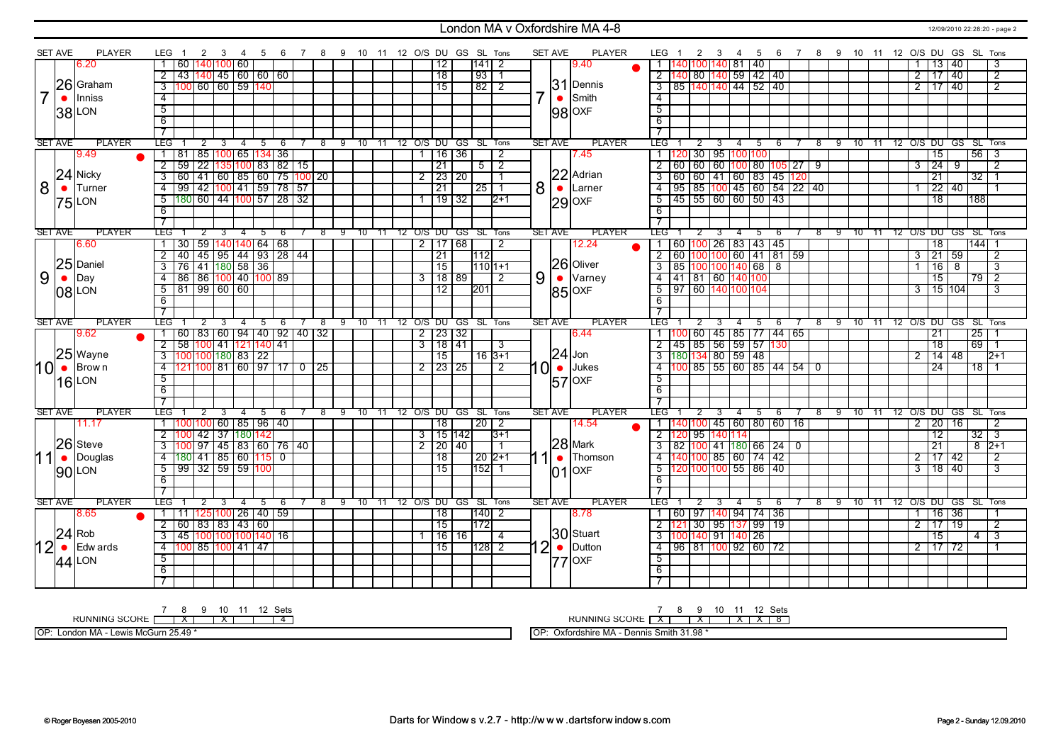# London MA v Oxfordshire MA 4-8

12/09/2010 22:28:20 - page 2

## Set 7

| SET | AVE | PLAYER | LEG | 1 | 2 | 3 | 4 | 5 | 6 | 7 | 8 | 9 | 10 | 11 | 12 | O/S | DU | GS | SL | Tons |
|---|---|---|---|---|---|---|---|---|---|---|---|---|---|---|---|---|---|---|---|---|
| 7 | 26.38 | Graham Inniss (LON) | 1 | 60 | 140 | 100 | 60 | | | | | | | | | | 12 | | 141 | 2 |
| | | | 2 | 43 | 140 | 45 | 60 | 60 | 60 | | | | | | | | 18 | | 93 | 1 |
| | | | 3 | 100 | 60 | 60 | 59 | 140 | | | | | | | | | 15 | | 82 | 2 |

| SET | AVE | PLAYER | LEG | 1 | 2 | 3 | 4 | 5 | 6 | 7 | 8 | 9 | 10 | 11 | 12 | O/S | DU | GS | SL | Tons |
|---|---|---|---|---|---|---|---|---|---|---|---|---|---|---|---|---|---|---|---|---|
| 7 | 31.98 | Dennis Smith (OXF) ● | 1 | 140 | 100 | 140 | 81 | 40 | | | | | | | | 1 | 13 | 40 | | 3 |
| | | | 2 | 140 | 80 | 140 | 59 | 42 | 40 | | | | | | | 2 | 17 | 40 | | 2 |
| | | | 3 | 85 | 140 | 140 | 44 | 52 | 40 | | | | | | | 2 | 17 | 40 | | 2 |

## Set 8

| SET | AVE | PLAYER | LEG | 1 | 2 | 3 | 4 | 5 | 6 | 7 | 8 | 9 | 10 | 11 | 12 | O/S | DU | GS | SL | Tons |
|---|---|---|---|---|---|---|---|---|---|---|---|---|---|---|---|---|---|---|---|---|
| 8 | 24.75 | Nicky Turner (LON) ● | 1 | 81 | 85 | 100 | 65 | 134 | 36 | | | | | | | 1 | 16 | 36 | | 2 |
| | | | 2 | 59 | 22 | 135 | 100 | 83 | 82 | 15 | | | | | | | 21 | | 5 | 2 |
| | | | 3 | 60 | 41 | 60 | 85 | 60 | 75 | 100 | 20 | | | | | 2 | 23 | 20 | | 1 |
| | | | 4 | 99 | 42 | 100 | 41 | 59 | 78 | 57 | | | | | | | 21 | | 25 | 1 |
| | | | 5 | 180 | 60 | 44 | 100 | 57 | 28 | 32 | | | | | | 1 | 19 | 32 | | 2+1 |

| SET | AVE | PLAYER | LEG | 1 | 2 | 3 | 4 | 5 | 6 | 7 | 8 | 9 | 10 | 11 | 12 | O/S | DU | GS | SL | Tons |
|---|---|---|---|---|---|---|---|---|---|---|---|---|---|---|---|---|---|---|---|---|
| 8 | 22.29 | Adrian Larner (OXF) | 1 | 120 | 30 | 95 | 100 | 100 | | | | | | | | | 15 | | 56 | 3 |
| | | | 2 | 60 | 60 | 60 | 100 | 80 | 105 | 27 | 9 | | | | | 3 | 24 | 9 | | 2 |
| | | | 3 | 60 | 60 | 41 | 60 | 83 | 45 | 120 | | | | | | | 21 | | 32 | 1 |
| | | | 4 | 95 | 85 | 100 | 45 | 60 | 54 | 22 | 40 | | | | | 1 | 22 | 40 | | 1 |
| | | | 5 | 45 | 55 | 60 | 60 | 50 | 43 | | | | | | | | 18 | | 188 | |

## Set 9

| SET | AVE | PLAYER | LEG | 1 | 2 | 3 | 4 | 5 | 6 | 7 | 8 | 9 | 10 | 11 | 12 | O/S | DU | GS | SL | Tons |
|---|---|---|---|---|---|---|---|---|---|---|---|---|---|---|---|---|---|---|---|---|
| 9 | 25.08 | Daniel Day (LON) | 1 | 30 | 59 | 140 | 140 | 64 | 68 | | | | | | | 2 | 17 | 68 | | 2 |
| | | | 2 | 40 | 45 | 95 | 44 | 93 | 28 | 44 | | | | | | | 21 | | 112 | |
| | | | 3 | 76 | 41 | 180 | 58 | 36 | | | | | | | | | 15 | | 110 | 1+1 |
| | | | 4 | 86 | 86 | 100 | 40 | 100 | 89 | | | | | | | 3 | 18 | 89 | | 2 |
| | | | 5 | 81 | 99 | 60 | 60 | | | | | | | | | | 12 | | 201 | |

| SET | AVE | PLAYER | LEG | 1 | 2 | 3 | 4 | 5 | 6 | 7 | 8 | 9 | 10 | 11 | 12 | O/S | DU | GS | SL | Tons |
|---|---|---|---|---|---|---|---|---|---|---|---|---|---|---|---|---|---|---|---|---|
| 9 | 26.85 | Oliver Varney (OXF) ● | 1 | 60 | 100 | 26 | 83 | 43 | 45 | | | | | | | | 18 | | 144 | 1 |
| | | | 2 | 60 | 100 | 100 | 60 | 41 | 81 | 59 | | | | | | 3 | 21 | 59 | | 2 |
| | | | 3 | 85 | 100 | 100 | 140 | 68 | 8 | | | | | | | 1 | 16 | 8 | | 3 |
| | | | 4 | 41 | 81 | 60 | 140 | 100 | | | | | | | | | 15 | | 79 | 2 |
| | | | 5 | 97 | 60 | 140 | 100 | 104 | | | | | | | | 3 | 15 | 104 | | 3 |

## Set 10

| SET | AVE | PLAYER | LEG | 1 | 2 | 3 | 4 | 5 | 6 | 7 | 8 | 9 | 10 | 11 | 12 | O/S | DU | GS | SL | Tons |
|---|---|---|---|---|---|---|---|---|---|---|---|---|---|---|---|---|---|---|---|---|
| 10 | 25.16 | Wayne Brown (LON) ● | 1 | 60 | 83 | 60 | 94 | 40 | 92 | 40 | 32 | | | | | 2 | 23 | 32 | | |
| | | | 2 | 58 | 100 | 41 | 121 | 140 | 41 | | | | | | | 3 | 18 | 41 | | 3 |
| | | | 3 | 100 | 100 | 180 | 83 | 22 | | | | | | | | | 15 | | 16 | 3+1 |
| | | | 4 | 121 | 100 | 81 | 60 | 97 | 17 | 0 | 25 | | | | | 2 | 23 | 25 | | 2 |

| SET | AVE | PLAYER | LEG | 1 | 2 | 3 | 4 | 5 | 6 | 7 | 8 | 9 | 10 | 11 | 12 | O/S | DU | GS | SL | Tons |
|---|---|---|---|---|---|---|---|---|---|---|---|---|---|---|---|---|---|---|---|---|
| 10 | 24.57 | Jon Jukes (OXF) | 1 | 100 | 60 | 45 | 85 | 77 | 44 | 65 | | | | | | | 21 | | 25 | 1 |
| | | | 2 | 45 | 85 | 56 | 59 | 57 | 130 | | | | | | | | 18 | | 69 | 1 |
| | | | 3 | 180 | 134 | 80 | 59 | 48 | | | | | | | | 2 | 14 | 48 | | 2+1 |
| | | | 4 | 100 | 85 | 55 | 60 | 85 | 44 | 54 | 0 | | | | | | 24 | | 18 | 1 |

## Set 11

| SET | AVE | PLAYER | LEG | 1 | 2 | 3 | 4 | 5 | 6 | 7 | 8 | 9 | 10 | 11 | 12 | O/S | DU | GS | SL | Tons |
|---|---|---|---|---|---|---|---|---|---|---|---|---|---|---|---|---|---|---|---|---|
| 11 | 26.90 | Steve Douglas (LON) | 1 | 100 | 100 | 60 | 85 | 96 | 40 | | | | | | | | 18 | | 20 | 2 |
| | | | 2 | 100 | 42 | 37 | 180 | 142 | | | | | | | | 3 | 15 | 142 | | 3+1 |
| | | | 3 | 100 | 97 | 45 | 83 | 60 | 76 | 40 | | | | | | 2 | 20 | 40 | | 1 |
| | | | 4 | 180 | 41 | 85 | 60 | 115 | 0 | | | | | | | | 18 | | 20 | 2+1 |
| | | | 5 | 99 | 32 | 59 | 59 | 100 | | | | | | | | | 15 | | 152 | 1 |

| SET | AVE | PLAYER | LEG | 1 | 2 | 3 | 4 | 5 | 6 | 7 | 8 | 9 | 10 | 11 | 12 | O/S | DU | GS | SL | Tons |
|---|---|---|---|---|---|---|---|---|---|---|---|---|---|---|---|---|---|---|---|---|
| 11 | 28.01 | Mark Thomson (OXF) ● | 1 | 140 | 100 | 45 | 60 | 80 | 60 | 16 | | | | | | 2 | 20 | 16 | | 2 |
| | | | 2 | 120 | 95 | 140 | 114 | | | | | | | | | | 12 | | 32 | 3 |
| | | | 3 | 82 | 100 | 41 | 180 | 66 | 24 | 0 | | | | | | | 21 | | 8 | 2+1 |
| | | | 4 | 140 | 100 | 85 | 60 | 74 | 42 | | | | | | | 2 | 17 | 42 | | 2 |
| | | | 5 | 120 | 100 | 100 | 55 | 86 | 40 | | | | | | | 3 | 18 | 40 | | 3 |

## Set 12

| SET | AVE | PLAYER | LEG | 1 | 2 | 3 | 4 | 5 | 6 | 7 | 8 | 9 | 10 | 11 | 12 | O/S | DU | GS | SL | Tons |
|---|---|---|---|---|---|---|---|---|---|---|---|---|---|---|---|---|---|---|---|---|
| 12 | 24.44 | Rob Edwards (LON) ● | 1 | 11 | 125 | 100 | 26 | 40 | 59 | | | | | | | | 18 | | 140 | 2 |
| | | | 2 | 60 | 83 | 83 | 43 | 60 | | | | | | | | | 15 | | 172 | |
| | | | 3 | 45 | 100 | 100 | 100 | 140 | 16 | | | | | | | 1 | 16 | 16 | | 4 |
| | | | 4 | 100 | 85 | 100 | 41 | 47 | | | | | | | | | 15 | | 128 | 2 |

| SET | AVE | PLAYER | LEG | 1 | 2 | 3 | 4 | 5 | 6 | 7 | 8 | 9 | 10 | 11 | 12 | O/S | DU | GS | SL | Tons |
|---|---|---|---|---|---|---|---|---|---|---|---|---|---|---|---|---|---|---|---|---|
| 12 | 30.77 | Stuart Dutton (OXF) | 1 | 60 | 97 | 140 | 94 | 74 | 36 | | | | | | | 1 | 16 | 36 | | 1 |
| | | | 2 | 121 | 30 | 95 | 137 | 99 | 19 | | | | | | | 2 | 17 | 19 | | 2 |
| | | | 3 | 100 | 140 | 91 | 140 | 26 | | | | | | | | | 15 | | 4 | 3 |
| | | | 4 | 96 | 81 | 100 | 92 | 60 | 72 | | | | | | | 2 | 17 | 72 | | 1 |

## Running Score

| | 7 | 8 | 9 | 10 | 11 | 12 | Sets |
|---|---|---|---|---|---|---|---|
| London MA | | X | | X | | | 4 |
| Oxfordshire MA | X | | X | | X | X | 8 |

OP: London MA - Lewis McGurn 25.49 *

OP: Oxfordshire MA - Dennis Smith 31.98 *

© Roger Boyesen 2005-2010 — Darts for Windows v.2.7 - http://www.dartsforwindows.com — Page 2 - Sunday 12.09.2010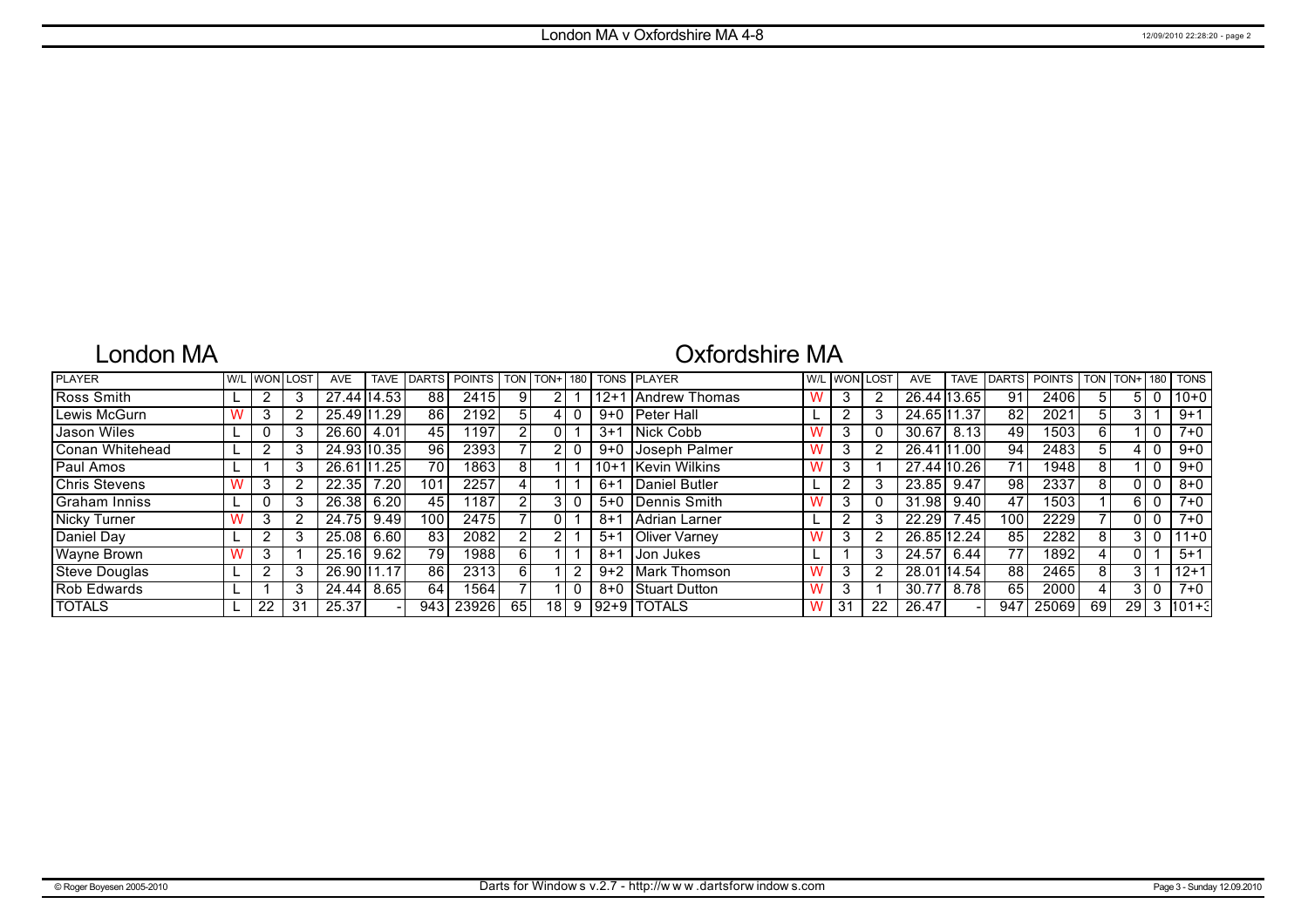# London MA v Oxfordshire MA 4-8

## London MA

## Oxfordshire MA

| PLAYER | W/L | WON | LOST | AVE | TAVE | DARTS | POINTS | TON | TON+ | 180 | TONS | PLAYER | W/L | WON | LOST | AVE | TAVE | DARTS | POINTS | TON | TON+ | 180 | TONS |
|---|---|---|---|---|---|---|---|---|---|---|---|---|---|---|---|---|---|---|---|---|---|---|---|
| Ross Smith | L | 2 | 3 | 27.44 | 14.53 | 88 | 2415 | 9 | 2 | 1 | 12+1 | Andrew Thomas | W | 3 | 2 | 26.44 | 13.65 | 91 | 2406 | 5 | 5 | 0 | 10+0 |
| Lewis McGurn | W | 3 | 2 | 25.49 | 11.29 | 86 | 2192 | 5 | 4 | 0 | 9+0 | Peter Hall | L | 2 | 3 | 24.65 | 11.37 | 82 | 2021 | 5 | 3 | 1 | 9+1 |
| Jason Wiles | L | 0 | 3 | 26.60 | 4.01 | 45 | 1197 | 2 | 0 | 1 | 3+1 | Nick Cobb | W | 3 | 0 | 30.67 | 8.13 | 49 | 1503 | 6 | 1 | 0 | 7+0 |
| Conan Whitehead | L | 2 | 3 | 24.93 | 10.35 | 96 | 2393 | 7 | 2 | 0 | 9+0 | Joseph Palmer | W | 3 | 2 | 26.41 | 11.00 | 94 | 2483 | 5 | 4 | 0 | 9+0 |
| Paul Amos | L | 1 | 3 | 26.61 | 11.25 | 70 | 1863 | 8 | 1 | 1 | 10+1 | Kevin Wilkins | W | 3 | 1 | 27.44 | 10.26 | 71 | 1948 | 8 | 1 | 0 | 9+0 |
| Chris Stevens | W | 3 | 2 | 22.35 | 7.20 | 101 | 2257 | 4 | 1 | 1 | 6+1 | Daniel Butler | L | 2 | 3 | 23.85 | 9.47 | 98 | 2337 | 8 | 0 | 0 | 8+0 |
| Graham Inniss | L | 0 | 3 | 26.38 | 6.20 | 45 | 1187 | 2 | 3 | 0 | 5+0 | Dennis Smith | W | 3 | 0 | 31.98 | 9.40 | 47 | 1503 | 1 | 6 | 0 | 7+0 |
| Nicky Turner | W | 3 | 2 | 24.75 | 9.49 | 100 | 2475 | 7 | 0 | 1 | 8+1 | Adrian Larner | L | 2 | 3 | 22.29 | 7.45 | 100 | 2229 | 7 | 0 | 0 | 7+0 |
| Daniel Day | L | 2 | 3 | 25.08 | 6.60 | 83 | 2082 | 2 | 2 | 1 | 5+1 | Oliver Varney | W | 3 | 2 | 26.85 | 12.24 | 85 | 2282 | 8 | 3 | 0 | 11+0 |
| Wayne Brown | W | 3 | 1 | 25.16 | 9.62 | 79 | 1988 | 6 | 1 | 1 | 8+1 | Jon Jukes | L | 1 | 3 | 24.57 | 6.44 | 77 | 1892 | 4 | 0 | 1 | 5+1 |
| Steve Douglas | L | 2 | 3 | 26.90 | 11.17 | 86 | 2313 | 6 | 1 | 2 | 9+2 | Mark Thomson | W | 3 | 2 | 28.01 | 14.54 | 88 | 2465 | 8 | 3 | 1 | 12+1 |
| Rob Edwards | L | 1 | 3 | 24.44 | 8.65 | 64 | 1564 | 7 | 1 | 0 | 8+0 | Stuart Dutton | W | 3 | 1 | 30.77 | 8.78 | 65 | 2000 | 4 | 3 | 0 | 7+0 |
| TOTALS | L | 22 | 31 | 25.37 | - | 943 | 23926 | 65 | 18 | 9 | 92+9 | TOTALS | W | 31 | 22 | 26.47 | - | 947 | 25069 | 69 | 29 | 3 | 101+3 |

© Roger Boyesen 2005-2010 — Darts for Windows v.2.7 - http://www.dartsforwindows.com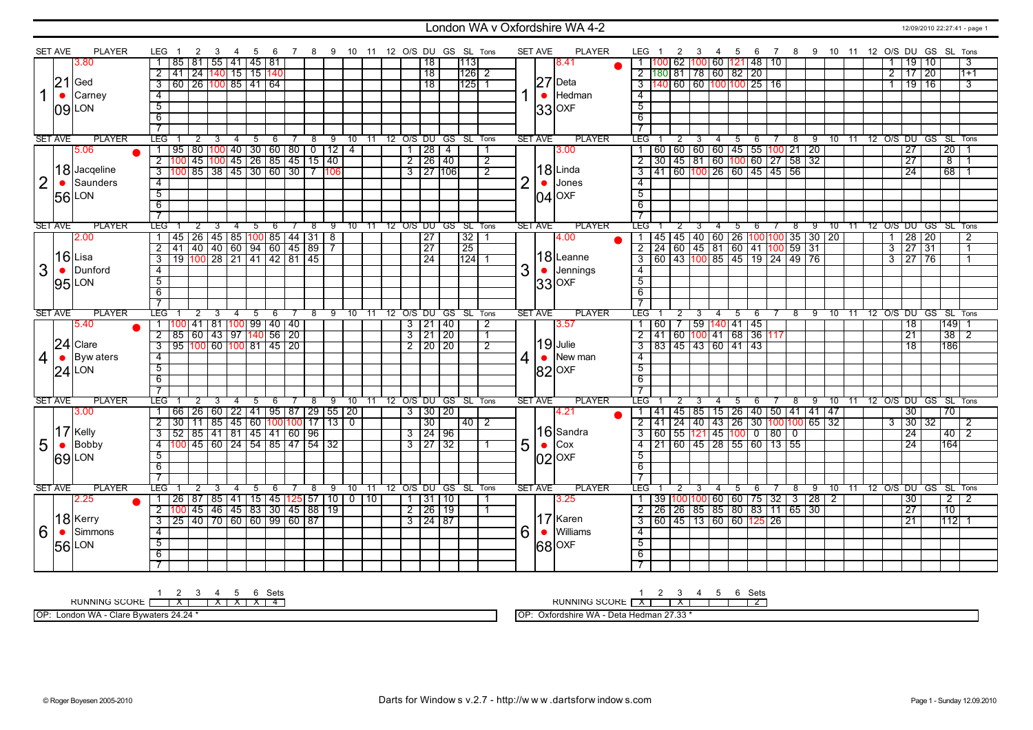# London WA v Oxfordshire WA 4-2

12/09/2010 22:27:41

## Set 1

| SET | AVE | PLAYER | LEG | 1 | 2 | 3 | 4 | 5 | 6 | 7 | 8 | 9 | 10 | 11 | 12 | O/S | DU | GS | SL | Tons |
|---|---|---|---|---|---|---|---|---|---|---|---|---|---|---|---|---|---|---|---|---|
| 1 | 21.09 | Ged Carney (LON) | 1 | 85 | 81 | 55 | 41 | 45 | 81 | | | | | | | | 18 | | 113 | |
| | | | 2 | 41 | 24 | 140 | 15 | 15 | 140 | | | | | | | | 18 | | 126 | 2 |
| | | | 3 | 60 | 26 | 100 | 85 | 41 | 64 | | | | | | | | 18 | | 125 | 1 |
| 1 | 27.33 | Deta Hedman (OXF) | 1 | 100 | 62 | 100 | 60 | 121 | 48 | 10 | | | | | | 1 | 19 | 10 | | 3 |
| | | | 2 | 180 | 81 | 78 | 60 | 82 | 20 | | | | | | | 2 | 17 | 20 | | 1+1 |
| | | | 3 | 140 | 60 | 60 | 100 | 100 | 25 | 16 | | | | | | 1 | 19 | 16 | | 3 |

## Set 2

| SET | AVE | PLAYER | LEG | 1 | 2 | 3 | 4 | 5 | 6 | 7 | 8 | 9 | 10 | 11 | 12 | O/S | DU | GS | SL | Tons |
|---|---|---|---|---|---|---|---|---|---|---|---|---|---|---|---|---|---|---|---|---|
| 2 | 18.56 | Jacqeline Saunders (LON) | 1 | 95 | 80 | 100 | 40 | 30 | 60 | 80 | 0 | 12 | 4 | | | 1 | 28 | 4 | | 1 |
| | | | 2 | 100 | 45 | 100 | 45 | 26 | 85 | 45 | 15 | 40 | | | | 2 | 26 | 40 | | 2 |
| | | | 3 | 100 | 85 | 38 | 45 | 30 | 60 | 30 | 7 | 106 | | | | 3 | 27 | 106 | | 2 |
| 2 | 18.04 | Linda Jones (OXF) | 1 | 60 | 60 | 60 | 60 | 45 | 55 | 100 | 21 | 20 | | | | | 27 | | 20 | 1 |
| | | | 2 | 30 | 45 | 81 | 60 | 100 | 60 | 27 | 58 | 32 | | | | | 27 | | 8 | 1 |
| | | | 3 | 41 | 60 | 100 | 26 | 60 | 45 | 45 | 56 | | | | | | 24 | | 68 | 1 |

## Set 3

| SET | AVE | PLAYER | LEG | 1 | 2 | 3 | 4 | 5 | 6 | 7 | 8 | 9 | 10 | 11 | 12 | O/S | DU | GS | SL | Tons |
|---|---|---|---|---|---|---|---|---|---|---|---|---|---|---|---|---|---|---|---|---|
| 3 | 16.95 | Lisa Dunford (LON) | 1 | 45 | 26 | 45 | 85 | 100 | 85 | 44 | 31 | 8 | | | | | 27 | | 32 | 1 |
| | | | 2 | 41 | 40 | 40 | 60 | 94 | 60 | 45 | 89 | 7 | | | | | 27 | | 25 | |
| | | | 3 | 19 | 100 | 28 | 21 | 41 | 42 | 81 | 45 | | | | | | 24 | | 124 | 1 |
| 3 | 18.33 | Leanne Jennings (OXF) | 1 | 45 | 45 | 40 | 60 | 26 | 100 | 100 | 35 | 30 | 20 | | | 1 | 28 | 20 | | 2 |
| | | | 2 | 24 | 60 | 45 | 81 | 60 | 41 | 100 | 59 | 31 | | | | 3 | 27 | 31 | | 1 |
| | | | 3 | 60 | 43 | 100 | 85 | 45 | 19 | 24 | 49 | 76 | | | | 3 | 27 | 76 | | 1 |

## Set 4

| SET | AVE | PLAYER | LEG | 1 | 2 | 3 | 4 | 5 | 6 | 7 | 8 | 9 | 10 | 11 | 12 | O/S | DU | GS | SL | Tons |
|---|---|---|---|---|---|---|---|---|---|---|---|---|---|---|---|---|---|---|---|---|
| 4 | 24.24 | Clare Byw aters (LON) | 1 | 100 | 41 | 81 | 100 | 99 | 40 | 40 | | | | | | 3 | 21 | 40 | | 2 |
| | | | 2 | 85 | 60 | 43 | 97 | 140 | 56 | 20 | | | | | | 3 | 21 | 20 | | 1 |
| | | | 3 | 95 | 100 | 60 | 100 | 81 | 45 | 20 | | | | | | 2 | 20 | 20 | | 2 |
| 4 | 19.82 | Julie New man (OXF) | 1 | 60 | 7 | 59 | 140 | 41 | 45 | | | | | | | | 18 | | 149 | 1 |
| | | | 2 | 41 | 60 | 100 | 41 | 68 | 36 | 117 | | | | | | | 21 | | 38 | 2 |
| | | | 3 | 83 | 45 | 43 | 60 | 41 | 43 | | | | | | | | 18 | | 186 | |

## Set 5

| SET | AVE | PLAYER | LEG | 1 | 2 | 3 | 4 | 5 | 6 | 7 | 8 | 9 | 10 | 11 | 12 | O/S | DU | GS | SL | Tons |
|---|---|---|---|---|---|---|---|---|---|---|---|---|---|---|---|---|---|---|---|---|
| 5 | 17.69 | Kelly Bobby (LON) | 1 | 66 | 26 | 60 | 22 | 41 | 95 | 87 | 29 | 55 | 20 | | | 3 | 30 | 20 | | |
| | | | 2 | 30 | 11 | 85 | 45 | 60 | 100 | 100 | 17 | 13 | 0 | | | | 30 | | 40 | 2 |
| | | | 3 | 52 | 85 | 41 | 81 | 45 | 41 | 60 | 96 | | | | | 3 | 24 | 96 | | |
| | | | 4 | 100 | 45 | 60 | 24 | 54 | 85 | 47 | 54 | 32 | | | | 3 | 27 | 32 | | 1 |
| 5 | 16.02 | Sandra Cox (OXF) | 1 | 41 | 45 | 85 | 15 | 26 | 40 | 50 | 41 | 41 | 47 | | | | 30 | | 70 | |
| | | | 2 | 41 | 24 | 40 | 43 | 26 | 30 | 100 | 100 | 65 | 32 | | | 3 | 30 | 32 | | 2 |
| | | | 3 | 60 | 55 | 121 | 45 | 100 | 0 | 80 | 0 | | | | | | 24 | | 40 | 2 |
| | | | 4 | 21 | 60 | 45 | 28 | 55 | 60 | 13 | 55 | | | | | | 24 | | 164 | |

## Set 6

| SET | AVE | PLAYER | LEG | 1 | 2 | 3 | 4 | 5 | 6 | 7 | 8 | 9 | 10 | 11 | 12 | O/S | DU | GS | SL | Tons |
|---|---|---|---|---|---|---|---|---|---|---|---|---|---|---|---|---|---|---|---|---|
| 6 | 18.56 | Kerry Simmons (LON) | 1 | 26 | 87 | 85 | 41 | 15 | 45 | 125 | 57 | 10 | 0 | 10 | | 1 | 31 | 10 | | 1 |
| | | | 2 | 100 | 45 | 46 | 45 | 83 | 30 | 45 | 88 | 19 | | | | 2 | 26 | 19 | | 1 |
| | | | 3 | 25 | 40 | 70 | 60 | 60 | 99 | 60 | 87 | | | | | 3 | 24 | 87 | | |
| 6 | 17.68 | Karen Williams (OXF) | 1 | 39 | 100 | 100 | 60 | 60 | 75 | 32 | 3 | 28 | 2 | | | | 30 | | 2 | 2 |
| | | | 2 | 26 | 26 | 85 | 85 | 80 | 83 | 11 | 65 | 30 | | | | | 27 | | 10 | |
| | | | 3 | 60 | 45 | 13 | 60 | 60 | 125 | 26 | | | | | | | 21 | | 112 | 1 |

## Running Score

| | 1 | 2 | 3 | 4 | 5 | 6 | Sets |
|---|---|---|---|---|---|---|---|
| London WA | | X | | X | X | X | 4 |
| Oxfordshire WA | X | | X | | | | 2 |

OP: London WA - Clare Bywaters 24.24 *

OP: Oxfordshire WA - Deta Hedman 27.33 *

© Roger Boyesen 2005-2010 — Darts for Window s v.2.7 - http://w w w.dartsforw indow s.com — Sunday 12.09.2010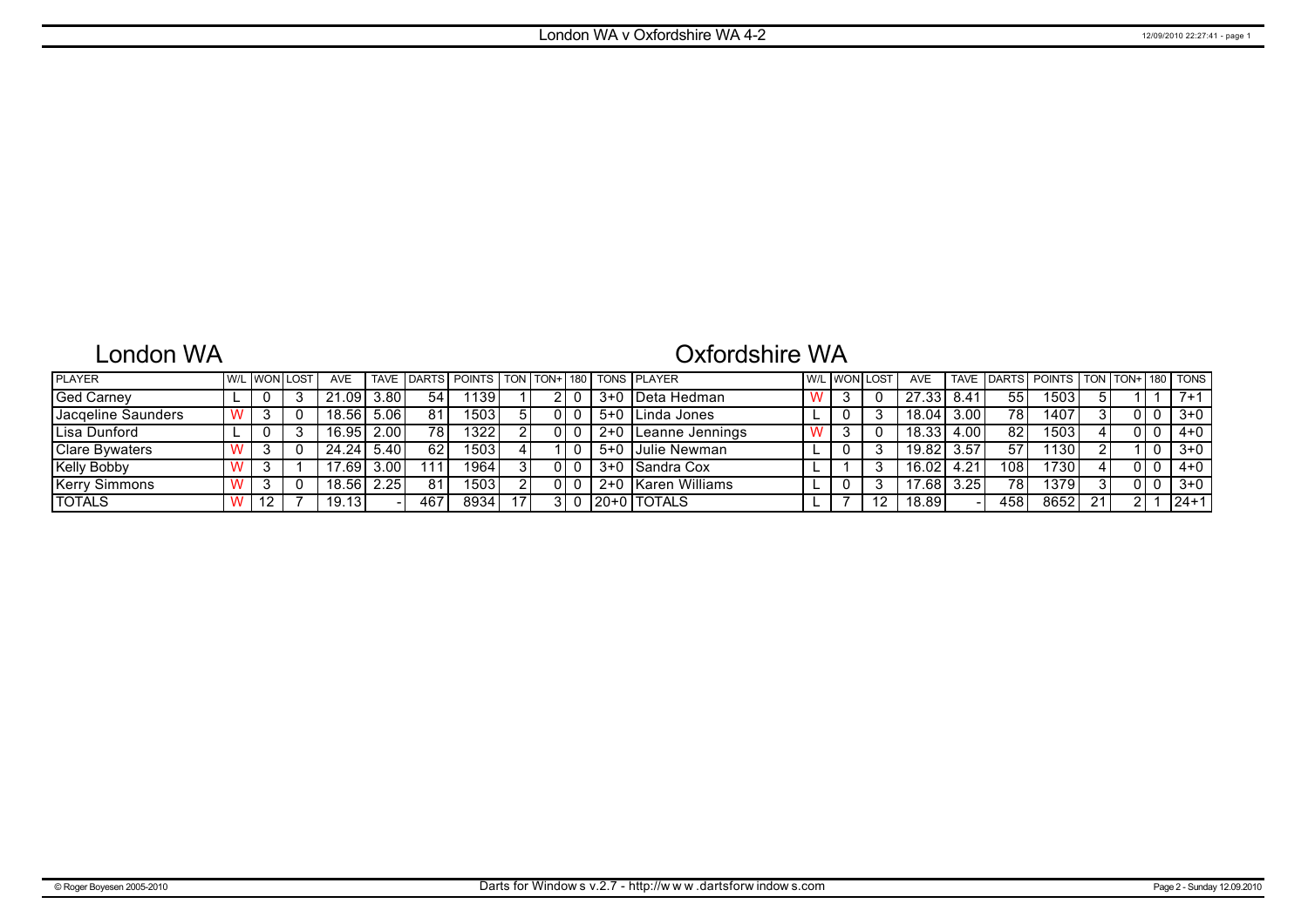# London WA v Oxfordshire WA 4-2

## London WA

| PLAYER | W/L | WON | LOST | AVE | TAVE | DARTS | POINTS | TON | TON+ | 180 | TONS |
|---|---|---|---|---|---|---|---|---|---|---|---|
| Ged Carney | L | 0 | 3 | 21.09 | 3.80 | 54 | 1139 | 1 | 2 | 0 | 3+0 |
| Jacqeline Saunders | W | 3 | 0 | 18.56 | 5.06 | 81 | 1503 | 5 | 0 | 0 | 5+0 |
| Lisa Dunford | L | 0 | 3 | 16.95 | 2.00 | 78 | 1322 | 2 | 0 | 0 | 2+0 |
| Clare Bywaters | W | 3 | 0 | 24.24 | 5.40 | 62 | 1503 | 4 | 1 | 0 | 5+0 |
| Kelly Bobby | W | 3 | 1 | 17.69 | 3.00 | 111 | 1964 | 3 | 0 | 0 | 3+0 |
| Kerry Simmons | W | 3 | 0 | 18.56 | 2.25 | 81 | 1503 | 2 | 0 | 0 | 2+0 |
| TOTALS | W | 12 | 7 | 19.13 | - | 467 | 8934 | 17 | 3 | 0 | 20+0 |

## Oxfordshire WA

| PLAYER | W/L | WON | LOST | AVE | TAVE | DARTS | POINTS | TON | TON+ | 180 | TONS |
|---|---|---|---|---|---|---|---|---|---|---|---|
| Deta Hedman | W | 3 | 0 | 27.33 | 8.41 | 55 | 1503 | 5 | 1 | 1 | 7+1 |
| Linda Jones | L | 0 | 3 | 18.04 | 3.00 | 78 | 1407 | 3 | 0 | 0 | 3+0 |
| Leanne Jennings | W | 3 | 0 | 18.33 | 4.00 | 82 | 1503 | 4 | 0 | 0 | 4+0 |
| Julie Newman | L | 0 | 3 | 19.82 | 3.57 | 57 | 1130 | 2 | 1 | 0 | 3+0 |
| Sandra Cox | L | 1 | 3 | 16.02 | 4.21 | 108 | 1730 | 4 | 0 | 0 | 4+0 |
| Karen Williams | L | 0 | 3 | 17.68 | 3.25 | 78 | 1379 | 3 | 0 | 0 | 3+0 |
| TOTALS | L | 7 | 12 | 18.89 | - | 458 | 8652 | 21 | 2 | 1 | 24+1 |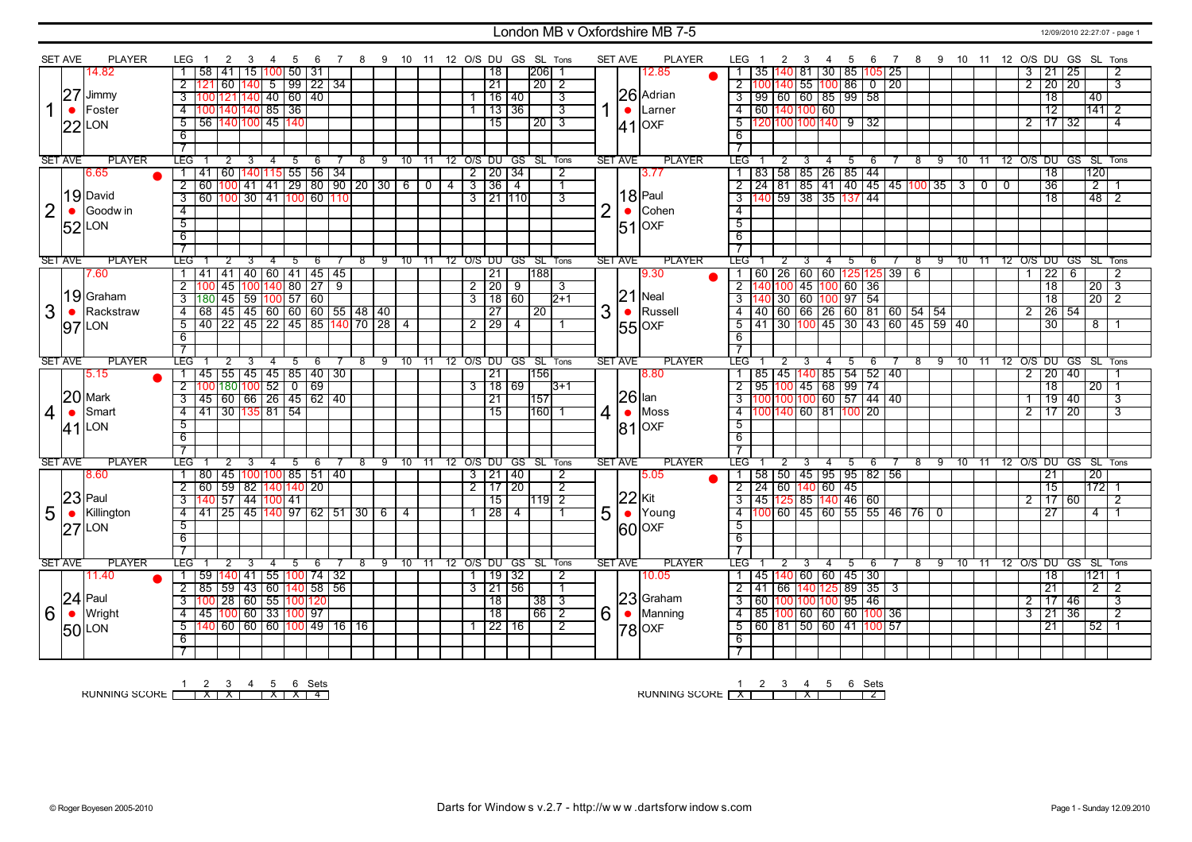# London MB v Oxfordshire MB 7-5

12/09/2010 22:27:07 - page 1

## Set 1

| SET AVE | PLAYER | LEG | 1 | 2 | 3 | 4 | 5 | 6 | 7 | 8 | 9 | 10 | 11 | 12 | O/S | DU | GS | SL | Tons |
|---|---|---|---|---|---|---|---|---|---|---|---|---|---|---|---|---|---|---|---|
| 14.82 | | 1 | 58 | 41 | 15 | 100 | 50 | 31 | | | | | | | | 18 | | 206 | 1 |
| 27 | Jimmy | 2 | 121 | 60 | 140 | 5 | 99 | 22 | 34 | | | | | | | 21 | | 20 | 2 |
| 1 ● | Foster | 3 | 100 | 121 | 140 | 40 | 60 | 40 | | | | | | | 1 | 16 | 40 | | 3 |
| 22 | LON | 4 | 100 | 140 | 140 | 85 | 36 | | | | | | | | 1 | 13 | 36 | | 3 |
| | | 5 | 56 | 140 | 100 | 45 | 140 | | | | | | | | | 15 | | 20 | 3 |

| SET AVE | PLAYER | LEG | 1 | 2 | 3 | 4 | 5 | 6 | 7 | 8 | 9 | 10 | 11 | 12 | O/S | DU | GS | SL | Tons |
|---|---|---|---|---|---|---|---|---|---|---|---|---|---|---|---|---|---|---|---|
| 12.85 ● | | 1 | 35 | 140 | 81 | 30 | 85 | 105 | 25 | | | | | | 3 | 21 | 25 | | 2 |
| 26 | Adrian | 2 | 100 | 140 | 55 | 100 | 86 | 0 | 20 | | | | | | 2 | 20 | 20 | | 3 |
| 1 ● | Larner | 3 | 99 | 60 | 60 | 85 | 99 | 58 | | | | | | | | 18 | | 40 | |
| 41 | OXF | 4 | 60 | 140 | 100 | 60 | | | | | | | | | | 12 | | 141 | 2 |
| | | 5 | 120 | 100 | 100 | 140 | 9 | 32 | | | | | | | 2 | 17 | 32 | | 4 |

## Set 2

| SET AVE | PLAYER | LEG | 1 | 2 | 3 | 4 | 5 | 6 | 7 | 8 | 9 | 10 | 11 | 12 | O/S | DU | GS | SL | Tons |
|---|---|---|---|---|---|---|---|---|---|---|---|---|---|---|---|---|---|---|---|
| 6.65 ● | | 1 | 41 | 60 | 140 | 115 | 55 | 56 | 34 | | | | | | 2 | 20 | 34 | | 2 |
| 19 | David | 2 | 60 | 100 | 41 | 41 | 29 | 80 | 90 | 20 | 30 | 6 | 0 | 4 | 3 | 36 | 4 | | 1 |
| 2 ● | Goodwin | 3 | 60 | 100 | 30 | 41 | 100 | 60 | 110 | | | | | | 3 | 21 | 110 | | 3 |
| 52 | LON | | | | | | | | | | | | | | | | | | |

| SET AVE | PLAYER | LEG | 1 | 2 | 3 | 4 | 5 | 6 | 7 | 8 | 9 | 10 | 11 | 12 | O/S | DU | GS | SL | Tons |
|---|---|---|---|---|---|---|---|---|---|---|---|---|---|---|---|---|---|---|---|
| 3.77 | | 1 | 83 | 58 | 85 | 26 | 85 | 44 | | | | | | | | 18 | | 120 | |
| 18 | Paul | 2 | 24 | 81 | 85 | 41 | 40 | 45 | 45 | 100 | 35 | 3 | 0 | 0 | | 36 | | 2 | 1 |
| 2 ● | Cohen | 3 | 140 | 59 | 38 | 35 | 137 | 44 | | | | | | | | 18 | | 48 | 2 |
| 51 | OXF | | | | | | | | | | | | | | | | | | |

## Set 3

| SET AVE | PLAYER | LEG | 1 | 2 | 3 | 4 | 5 | 6 | 7 | 8 | 9 | 10 | 11 | 12 | O/S | DU | GS | SL | Tons |
|---|---|---|---|---|---|---|---|---|---|---|---|---|---|---|---|---|---|---|---|
| 7.60 | | 1 | 41 | 40 | 60 | 41 | 45 | 45 | | | | | | | | 21 | | 188 | |
| 19 | Graham | 2 | 100 | 45 | 100 | 140 | 80 | 27 | 9 | | | | | | 2 | 20 | 9 | | 3 |
| 3 ● | Rackstraw | 3 | 180 | 45 | 59 | 100 | 57 | 60 | | | | | | | 3 | 18 | 60 | | 2+1 |
| 97 | LON | 4 | 68 | 45 | 45 | 60 | 60 | 60 | 55 | 48 | 40 | | | | | 27 | | 20 | |
| | | 5 | 40 | 22 | 45 | 22 | 45 | 85 | 140 | 70 | 28 | 4 | | | 2 | 29 | 4 | | 1 |

| SET AVE | PLAYER | LEG | 1 | 2 | 3 | 4 | 5 | 6 | 7 | 8 | 9 | 10 | 11 | 12 | O/S | DU | GS | SL | Tons |
|---|---|---|---|---|---|---|---|---|---|---|---|---|---|---|---|---|---|---|---|
| 9.30 ● | | 1 | 60 | 26 | 60 | 60 | 125 | 125 | 39 | 6 | | | | | 1 | 22 | 6 | | 2 |
| 21 | Neal | 2 | 140 | 100 | 45 | 100 | 60 | 36 | | | | | | | | 18 | | 20 | 3 |
| 3 ● | Russell | 3 | 140 | 30 | 60 | 100 | 97 | 54 | | | | | | | | 18 | | 20 | 2 |
| 55 | OXF | 4 | 40 | 60 | 66 | 26 | 60 | 81 | 60 | 54 | 54 | | | | 2 | 26 | 54 | | |
| | | 5 | 41 | 30 | 100 | 45 | 30 | 43 | 60 | 45 | 59 | 40 | | | | 30 | | 8 | 1 |

## Set 4

| SET AVE | PLAYER | LEG | 1 | 2 | 3 | 4 | 5 | 6 | 7 | 8 | 9 | 10 | 11 | 12 | O/S | DU | GS | SL | Tons |
|---|---|---|---|---|---|---|---|---|---|---|---|---|---|---|---|---|---|---|---|
| 5.15 ● | | 1 | 45 | 55 | 45 | 45 | 85 | 40 | 30 | | | | | | | 21 | | 156 | |
| 20 | Mark | 2 | 100 | 180 | 100 | 52 | 0 | 69 | | | | | | | 3 | 18 | 69 | | 3+1 |
| 4 ● | Smart | 3 | 45 | 60 | 66 | 26 | 45 | 62 | 40 | | | | | | | 21 | | 157 | |
| 41 | LON | 4 | 41 | 30 | 135 | 81 | 54 | | | | | | | | | 15 | | 160 | 1 |

| SET AVE | PLAYER | LEG | 1 | 2 | 3 | 4 | 5 | 6 | 7 | 8 | 9 | 10 | 11 | 12 | O/S | DU | GS | SL | Tons |
|---|---|---|---|---|---|---|---|---|---|---|---|---|---|---|---|---|---|---|---|
| 8.80 | | 1 | 85 | 45 | 140 | 85 | 54 | 52 | 40 | | | | | | 2 | 20 | 40 | | 1 |
| 26 | Ian | 2 | 95 | 100 | 45 | 68 | 99 | 74 | | | | | | | | 18 | | 20 | 1 |
| 4 ● | Moss | 3 | 100 | 100 | 100 | 60 | 57 | 44 | 40 | | | | | | 1 | 19 | 40 | | 3 |
| 81 | OXF | 4 | 100 | 140 | 60 | 81 | 100 | 20 | | | | | | | 2 | 17 | 20 | | 3 |

## Set 5

| SET AVE | PLAYER | LEG | 1 | 2 | 3 | 4 | 5 | 6 | 7 | 8 | 9 | 10 | 11 | 12 | O/S | DU | GS | SL | Tons |
|---|---|---|---|---|---|---|---|---|---|---|---|---|---|---|---|---|---|---|---|
| 8.60 | | 1 | 80 | 45 | 100 | 100 | 85 | 51 | 40 | | | | | | 3 | 21 | 40 | | 2 |
| 23 | Paul | 2 | 60 | 59 | 82 | 140 | 140 | 20 | | | | | | | 2 | 17 | 20 | | 2 |
| 5 ● | Killington | 3 | 140 | 57 | 44 | 100 | 41 | | | | | | | | | 15 | | 119 | 2 |
| 27 | LON | 4 | 41 | 25 | 45 | 140 | 97 | 62 | 51 | 30 | 6 | 4 | | | 1 | 28 | 4 | | 1 |

| SET AVE | PLAYER | LEG | 1 | 2 | 3 | 4 | 5 | 6 | 7 | 8 | 9 | 10 | 11 | 12 | O/S | DU | GS | SL | Tons |
|---|---|---|---|---|---|---|---|---|---|---|---|---|---|---|---|---|---|---|---|
| 5.05 ● | | 1 | 58 | 50 | 45 | 95 | 95 | 82 | 56 | | | | | | | 21 | | 20 | |
| 22 | Kit | 2 | 24 | 60 | 140 | 60 | 45 | | | | | | | | | 15 | | 172 | 1 |
| 5 ● | Young | 3 | 45 | 125 | 85 | 140 | 46 | 60 | | | | | | | 2 | 17 | 60 | | 2 |
| 60 | OXF | 4 | 100 | 60 | 45 | 60 | 55 | 55 | 46 | 76 | 0 | | | | | 27 | | 4 | 1 |

## Set 6

| SET AVE | PLAYER | LEG | 1 | 2 | 3 | 4 | 5 | 6 | 7 | 8 | 9 | 10 | 11 | 12 | O/S | DU | GS | SL | Tons |
|---|---|---|---|---|---|---|---|---|---|---|---|---|---|---|---|---|---|---|---|
| 11.40 ● | | 1 | 59 | 140 | 41 | 55 | 100 | 74 | 32 | | | | | | 1 | 19 | 32 | | 2 |
| 24 | Paul | 2 | 85 | 59 | 43 | 60 | 140 | 58 | 56 | | | | | | 3 | 21 | 56 | | 1 |
| 6 ● | Wright | 3 | 100 | 28 | 60 | 55 | 100 | 120 | | | | | | | | 18 | | 38 | 3 |
| 50 | LON | 4 | 45 | 100 | 60 | 33 | 100 | 97 | | | | | | | | 18 | | 66 | 2 |
| | | 5 | 140 | 60 | 60 | 60 | 100 | 49 | 16 | 16 | | | | | 1 | 22 | 16 | | 2 |

| SET AVE | PLAYER | LEG | 1 | 2 | 3 | 4 | 5 | 6 | 7 | 8 | 9 | 10 | 11 | 12 | O/S | DU | GS | SL | Tons |
|---|---|---|---|---|---|---|---|---|---|---|---|---|---|---|---|---|---|---|---|
| 10.05 | | 1 | 45 | 140 | 60 | 60 | 45 | 30 | | | | | | | | 18 | | 121 | 1 |
| 23 | Graham | 2 | 41 | 66 | 140 | 125 | 89 | 35 | 3 | | | | | | | 21 | | 2 | 2 |
| 6 ● | Manning | 3 | 60 | 100 | 100 | 100 | 95 | 46 | | | | | | | 2 | 17 | 46 | | 3 |
| 78 | OXF | 4 | 85 | 100 | 60 | 60 | 60 | 100 | 36 | | | | | | 3 | 21 | 36 | | 2 |
| | | 5 | 60 | 81 | 50 | 60 | 41 | 100 | 57 | | | | | | | 21 | | 52 | 1 |

## Running Score

| | 1 | 2 | 3 | 4 | 5 | 6 | Sets |
|---|---|---|---|---|---|---|---|
| LON | | X | X | | X | X | 4 |
| OXF | X | | | X | | | 2 |

© Roger Boyesen 2005-2010 — Darts for Windows v.2.7 - http://www.dartsforwindows.com — Page 1 - Sunday 12.09.2010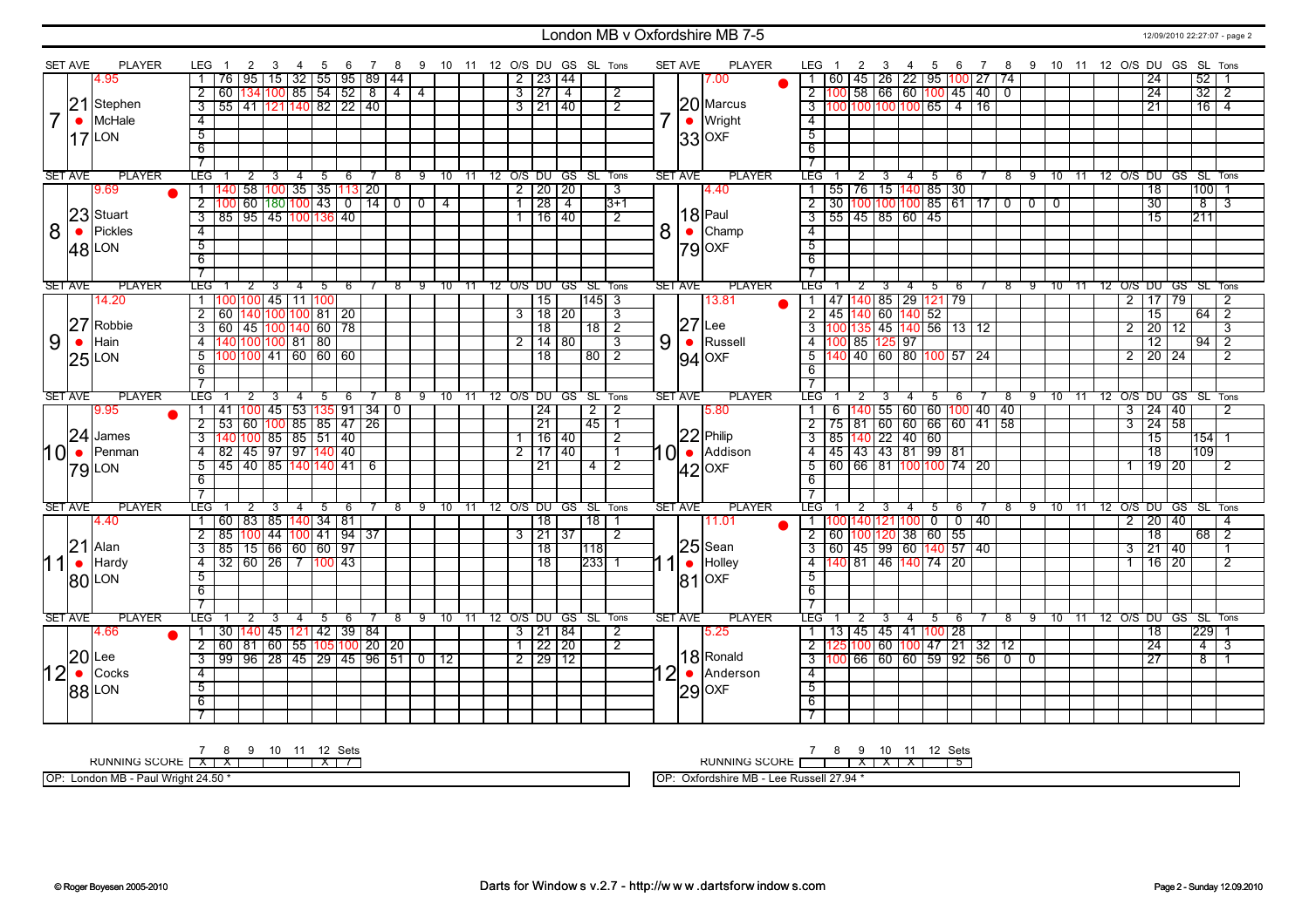# London MB v Oxfordshire MB 7-5

## Set 7

**London: Stephen McHale** — Set Ave 21.17, Player ave 4.95

| LEG | 1 | 2 | 3 | 4 | 5 | 6 | 7 | 8 | 9 | 10 | 11 | 12 | O/S | DU | GS | SL | Tons |
|---|---|---|---|---|---|---|---|---|---|---|---|---|---|---|---|---|---|
| 1 | 76 | 95 | 15 | 32 | 55 | 95 | 89 | 44 | | | | | 2 | 23 | 44 | | |
| 2 | 60 | 134 | 100 | 85 | 54 | 52 | 8 | 4 | 4 | | | | 3 | 27 | 4 | | 2 |
| 3 | 55 | 41 | 121 | 140 | 82 | 22 | 40 | | | | | | 3 | 21 | 40 | | 2 |

**Oxfordshire: Marcus Wright** — Set Ave 20.33, Player ave 7.00

| LEG | 1 | 2 | 3 | 4 | 5 | 6 | 7 | 8 | 9 | 10 | 11 | 12 | O/S | DU | GS | SL | Tons |
|---|---|---|---|---|---|---|---|---|---|---|---|---|---|---|---|---|---|
| 1 | 60 | 45 | 26 | 22 | 95 | 100 | 27 | 74 | | | | | | 24 | | 52 | 1 |
| 2 | 100 | 58 | 66 | 60 | 100 | 45 | 40 | 0 | | | | | | 24 | | 32 | 2 |
| 3 | 100 | 100 | 100 | 100 | 65 | 4 | 16 | | | | | | | 21 | | 16 | 4 |

## Set 8

**London: Stuart Pickles** — Set Ave 23.48, Player ave 9.69

| LEG | 1 | 2 | 3 | 4 | 5 | 6 | 7 | 8 | 9 | 10 | 11 | 12 | O/S | DU | GS | SL | Tons |
|---|---|---|---|---|---|---|---|---|---|---|---|---|---|---|---|---|---|
| 1 | 140 | 58 | 100 | 35 | 35 | 113 | 20 | | | | | | 2 | 20 | 20 | | 3 |
| 2 | 100 | 60 | 180 | 100 | 43 | 0 | 14 | 0 | 0 | 4 | | | 1 | 28 | 4 | | 3+1 |
| 3 | 85 | 95 | 45 | 100 | 136 | 40 | | | | | | | 1 | 16 | 40 | | 2 |

**Oxfordshire: Paul Champ** — Set Ave 18.79, Player ave 4.40

| LEG | 1 | 2 | 3 | 4 | 5 | 6 | 7 | 8 | 9 | 10 | 11 | 12 | O/S | DU | GS | SL | Tons |
|---|---|---|---|---|---|---|---|---|---|---|---|---|---|---|---|---|---|
| 1 | 55 | 76 | 15 | 140 | 85 | 30 | | | | | | | | 18 | | 100 | 1 |
| 2 | 30 | 100 | 100 | 100 | 85 | 61 | 17 | 0 | 0 | 0 | | | | 30 | | 8 | 3 |
| 3 | 55 | 45 | 85 | 60 | 45 | | | | | | | | | 15 | | 211 | |

## Set 9

**London: Robbie Hain** — Set Ave 27.25, Player ave 14.20

| LEG | 1 | 2 | 3 | 4 | 5 | 6 | 7 | 8 | 9 | 10 | 11 | 12 | O/S | DU | GS | SL | Tons |
|---|---|---|---|---|---|---|---|---|---|---|---|---|---|---|---|---|---|
| 1 | 100 | 100 | 45 | 11 | 100 | | | | | | | | | 15 | | 145 | 3 |
| 2 | 60 | 140 | 100 | 100 | 81 | 20 | | | | | | | 3 | 18 | 20 | | 3 |
| 3 | 60 | 45 | 100 | 140 | 60 | 78 | | | | | | | | 18 | | 18 | 2 |
| 4 | 140 | 100 | 100 | 81 | 80 | | | | | | | | 2 | 14 | 80 | | 3 |
| 5 | 100 | 100 | 41 | 60 | 60 | 60 | | | | | | | | 18 | | 80 | 2 |

**Oxfordshire: Lee Russell** — Set Ave 27.94, Player ave 13.81

| LEG | 1 | 2 | 3 | 4 | 5 | 6 | 7 | 8 | 9 | 10 | 11 | 12 | O/S | DU | GS | SL | Tons |
|---|---|---|---|---|---|---|---|---|---|---|---|---|---|---|---|---|---|
| 1 | 47 | 140 | 85 | 29 | 121 | 79 | | | | | | | 2 | 17 | 79 | | 2 |
| 2 | 45 | 140 | 60 | 140 | 52 | | | | | | | | | 15 | | 64 | 2 |
| 3 | 100 | 135 | 45 | 140 | 56 | 13 | 12 | | | | | | 2 | 20 | 12 | | 3 |
| 4 | 100 | 85 | 125 | 97 | | | | | | | | | | 12 | | 94 | 2 |
| 5 | 140 | 40 | 60 | 80 | 100 | 57 | 24 | | | | | | 2 | 20 | 24 | | 2 |

## Set 10

**London: James Penman** — Set Ave 24.79, Player ave 9.95

| LEG | 1 | 2 | 3 | 4 | 5 | 6 | 7 | 8 | 9 | 10 | 11 | 12 | O/S | DU | GS | SL | Tons |
|---|---|---|---|---|---|---|---|---|---|---|---|---|---|---|---|---|---|
| 1 | 41 | 100 | 45 | 53 | 135 | 91 | 34 | 0 | | | | | | 24 | | 2 | 2 |
| 2 | 53 | 60 | 100 | 85 | 85 | 47 | 26 | | | | | | | 21 | | 45 | 1 |
| 3 | 140 | 100 | 85 | 85 | 51 | 40 | | | | | | | 1 | 16 | 40 | | 2 |
| 4 | 82 | 45 | 97 | 97 | 140 | 40 | | | | | | | 2 | 17 | 40 | | 1 |
| 5 | 45 | 40 | 85 | 140 | 140 | 41 | 6 | | | | | | | 21 | | 4 | 2 |

**Oxfordshire: Philip Addison** — Set Ave 22.42, Player ave 5.80

| LEG | 1 | 2 | 3 | 4 | 5 | 6 | 7 | 8 | 9 | 10 | 11 | 12 | O/S | DU | GS | SL | Tons |
|---|---|---|---|---|---|---|---|---|---|---|---|---|---|---|---|---|---|
| 1 | 6 | 140 | 55 | 60 | 60 | 100 | 40 | 40 | | | | | 3 | 24 | 40 | | 2 |
| 2 | 75 | 81 | 60 | 60 | 66 | 60 | 41 | 58 | | | | | 3 | 24 | 58 | | |
| 3 | 85 | 140 | 22 | 40 | 60 | | | | | | | | | 15 | | 154 | 1 |
| 4 | 45 | 43 | 43 | 81 | 99 | 81 | | | | | | | | 18 | | 109 | |
| 5 | 60 | 66 | 81 | 100 | 100 | 74 | 20 | | | | | | 1 | 19 | 20 | | 2 |

## Set 11

**London: Alan Hardy** — Set Ave 21.80, Player ave 4.40

| LEG | 1 | 2 | 3 | 4 | 5 | 6 | 7 | 8 | 9 | 10 | 11 | 12 | O/S | DU | GS | SL | Tons |
|---|---|---|---|---|---|---|---|---|---|---|---|---|---|---|---|---|---|
| 1 | 60 | 83 | 85 | 140 | 34 | 81 | | | | | | | | 18 | | 18 | 1 |
| 2 | 85 | 100 | 44 | 100 | 41 | 94 | 37 | | | | | | 3 | 21 | 37 | | 2 |
| 3 | 85 | 15 | 66 | 60 | 60 | 97 | | | | | | | | 18 | | 118 | |
| 4 | 32 | 60 | 26 | 7 | 100 | 43 | | | | | | | | 18 | | 233 | 1 |

**Oxfordshire: Sean Holley** — Set Ave 25.81, Player ave 11.01

| LEG | 1 | 2 | 3 | 4 | 5 | 6 | 7 | 8 | 9 | 10 | 11 | 12 | O/S | DU | GS | SL | Tons |
|---|---|---|---|---|---|---|---|---|---|---|---|---|---|---|---|---|---|
| 1 | 100 | 140 | 121 | 100 | 0 | 0 | 40 | | | | | | 2 | 20 | 40 | | 4 |
| 2 | 60 | 100 | 120 | 38 | 60 | 55 | | | | | | | | 18 | | 68 | 2 |
| 3 | 60 | 45 | 99 | 60 | 140 | 57 | 40 | | | | | | 3 | 21 | 40 | | 1 |
| 4 | 140 | 81 | 46 | 140 | 74 | 20 | | | | | | | 1 | 16 | 20 | | 2 |

## Set 12

**London: Lee Cocks** — Set Ave 20.88, Player ave 4.66

| LEG | 1 | 2 | 3 | 4 | 5 | 6 | 7 | 8 | 9 | 10 | 11 | 12 | O/S | DU | GS | SL | Tons |
|---|---|---|---|---|---|---|---|---|---|---|---|---|---|---|---|---|---|
| 1 | 30 | 140 | 45 | 121 | 42 | 39 | 84 | | | | | | 3 | 21 | 84 | | 2 |
| 2 | 60 | 81 | 60 | 55 | 105 | 100 | 20 | 20 | | | | | 1 | 22 | 20 | | 2 |
| 3 | 99 | 96 | 28 | 45 | 29 | 45 | 96 | 51 | 0 | 12 | | | 2 | 29 | 12 | | |

**Oxfordshire: Ronald Anderson** — Set Ave 18.29, Player ave 5.25

| LEG | 1 | 2 | 3 | 4 | 5 | 6 | 7 | 8 | 9 | 10 | 11 | 12 | O/S | DU | GS | SL | Tons |
|---|---|---|---|---|---|---|---|---|---|---|---|---|---|---|---|---|---|
| 1 | 13 | 45 | 45 | 41 | 100 | 28 | | | | | | | | 18 | | 229 | 1 |
| 2 | 125 | 100 | 60 | 100 | 47 | 21 | 32 | 12 | | | | | | 24 | | 4 | 3 |
| 3 | 100 | 66 | 60 | 60 | 59 | 92 | 56 | 0 | 0 | | | | | 27 | | 8 | 1 |

## Running Score

| | 7 | 8 | 9 | 10 | 11 | 12 | Sets |
|---|---|---|---|---|---|---|---|
| London MB | X | X | | | | X | 7 |
| Oxfordshire MB | | | X | X | X | | 5 |

OP: London MB - Paul Wright 24.50 *

OP: Oxfordshire MB - Lee Russell 27.94 *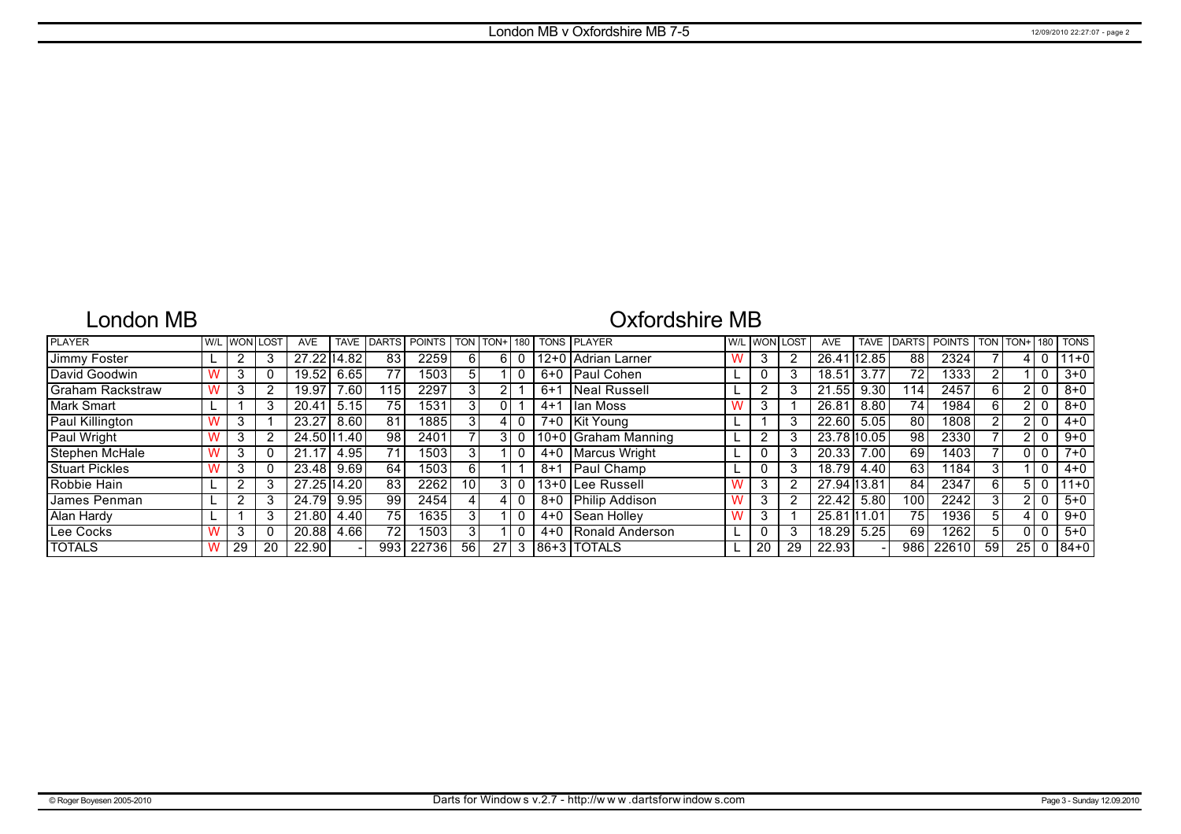# London MB v Oxfordshire MB 7-5

## London MB

## Oxfordshire MB

| PLAYER | W/L | WON | LOST | AVE | TAVE | DARTS | POINTS | TON | TON+ | 180 | TONS | PLAYER | W/L | WON | LOST | AVE | TAVE | DARTS | POINTS | TON | TON+ | 180 | TONS |
|---|---|---|---|---|---|---|---|---|---|---|---|---|---|---|---|---|---|---|---|---|---|---|---|
| Jimmy Foster | L | 2 | 3 | 27.22 | 14.82 | 83 | 2259 | 6 | 6 | 0 | 12+0 | Adrian Larner | W | 3 | 2 | 26.41 | 12.85 | 88 | 2324 | 7 | 4 | 0 | 11+0 |
| David Goodwin | W | 3 | 0 | 19.52 | 6.65 | 77 | 1503 | 5 | 1 | 0 | 6+0 | Paul Cohen | L | 0 | 3 | 18.51 | 3.77 | 72 | 1333 | 2 | 1 | 0 | 3+0 |
| Graham Rackstraw | W | 3 | 2 | 19.97 | 7.60 | 115 | 2297 | 3 | 2 | 1 | 6+1 | Neal Russell | L | 2 | 3 | 21.55 | 9.30 | 114 | 2457 | 6 | 2 | 0 | 8+0 |
| Mark Smart | L | 1 | 3 | 20.41 | 5.15 | 75 | 1531 | 3 | 0 | 1 | 4+1 | Ian Moss | W | 3 | 1 | 26.81 | 8.80 | 74 | 1984 | 6 | 2 | 0 | 8+0 |
| Paul Killington | W | 3 | 1 | 23.27 | 8.60 | 81 | 1885 | 3 | 4 | 0 | 7+0 | Kit Young | L | 1 | 3 | 22.60 | 5.05 | 80 | 1808 | 2 | 2 | 0 | 4+0 |
| Paul Wright | W | 3 | 2 | 24.50 | 11.40 | 98 | 2401 | 7 | 3 | 0 | 10+0 | Graham Manning | L | 2 | 3 | 23.78 | 10.05 | 98 | 2330 | 7 | 2 | 0 | 9+0 |
| Stephen McHale | W | 3 | 0 | 21.17 | 4.95 | 71 | 1503 | 3 | 1 | 0 | 4+0 | Marcus Wright | L | 0 | 3 | 20.33 | 7.00 | 69 | 1403 | 7 | 0 | 0 | 7+0 |
| Stuart Pickles | W | 3 | 0 | 23.48 | 9.69 | 64 | 1503 | 6 | 1 | 1 | 8+1 | Paul Champ | L | 0 | 3 | 18.79 | 4.40 | 63 | 1184 | 3 | 1 | 0 | 4+0 |
| Robbie Hain | L | 2 | 3 | 27.25 | 14.20 | 83 | 2262 | 10 | 3 | 0 | 13+0 | Lee Russell | W | 3 | 2 | 27.94 | 13.81 | 84 | 2347 | 6 | 5 | 0 | 11+0 |
| James Penman | L | 2 | 3 | 24.79 | 9.95 | 99 | 2454 | 4 | 4 | 0 | 8+0 | Philip Addison | W | 3 | 2 | 22.42 | 5.80 | 100 | 2242 | 3 | 2 | 0 | 5+0 |
| Alan Hardy | L | 1 | 3 | 21.80 | 4.40 | 75 | 1635 | 3 | 1 | 0 | 4+0 | Sean Holley | W | 3 | 1 | 25.81 | 11.01 | 75 | 1936 | 5 | 4 | 0 | 9+0 |
| Lee Cocks | W | 3 | 0 | 20.88 | 4.66 | 72 | 1503 | 3 | 1 | 0 | 4+0 | Ronald Anderson | L | 0 | 3 | 18.29 | 5.25 | 69 | 1262 | 5 | 0 | 0 | 5+0 |
| TOTALS | W | 29 | 20 | 22.90 | - | 993 | 22736 | 56 | 27 | 3 | 86+3 | TOTALS | L | 20 | 29 | 22.93 | - | 986 | 22610 | 59 | 25 | 0 | 84+0 |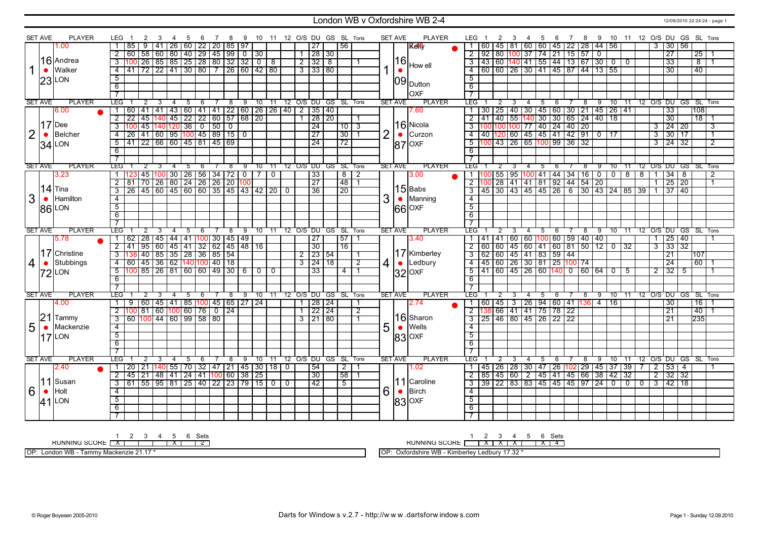# London WB v Oxfordshire WB 2-4

## Set 1

**London:** Andrea Walker (LON) — Set Ave 16.23 — 1.00

| LEG | 1 | 2 | 3 | 4 | 5 | 6 | 7 | 8 | 9 | 10 | 11 | 12 | O/S | DU | GS | SL | Tons |
|---|---|---|---|---|---|---|---|---|---|---|---|---|---|---|---|---|---|
| 1 | 85 | 9 | 41 | 26 | 60 | 22 | 20 | 85 | 97 | | | | | 27 | | 56 | |
| 2 | 60 | 58 | 60 | 80 | 40 | 29 | 45 | 99 | 0 | 30 | | | 1 | 28 | 30 | | |
| 3 | 100 | 26 | 85 | 85 | 25 | 28 | 80 | 32 | 32 | 0 | 8 | | 2 | 32 | 8 | | 1 |
| 4 | 41 | 72 | 22 | 41 | 30 | 80 | 7 | 26 | 60 | 42 | 80 | | 3 | 33 | 80 | | |
| 5 | | | | | | | | | | | | | | | | | |
| 6 | | | | | | | | | | | | | | | | | |
| 7 | | | | | | | | | | | | | | | | | |

**Oxfordshire:** Kelly Howell Dutton (OXF) — Set Ave 16.09

| LEG | 1 | 2 | 3 | 4 | 5 | 6 | 7 | 8 | 9 | 10 | 11 | 12 | O/S | DU | GS | SL | Tons |
|---|---|---|---|---|---|---|---|---|---|---|---|---|---|---|---|---|---|
| 1 | 60 | 45 | 81 | 60 | 60 | 45 | 22 | 28 | 44 | 56 | | | 3 | 30 | 56 | | |
| 2 | 92 | 80 | 100 | 37 | 74 | 21 | 15 | 57 | 0 | | | | | 27 | | 25 | 1 |
| 3 | 43 | 60 | 140 | 41 | 55 | 44 | 13 | 67 | 30 | 0 | 0 | | | 33 | | 8 | 1 |
| 4 | 60 | 60 | 26 | 30 | 41 | 45 | 87 | 44 | 13 | 55 | | | | 30 | | 40 | |
| 5 | | | | | | | | | | | | | | | | | |
| 6 | | | | | | | | | | | | | | | | | |
| 7 | | | | | | | | | | | | | | | | | |

## Set 2

**London:** Dee Belcher (LON) — Set Ave 17.34 — 6.00

| LEG | 1 | 2 | 3 | 4 | 5 | 6 | 7 | 8 | 9 | 10 | 11 | 12 | O/S | DU | GS | SL | Tons |
|---|---|---|---|---|---|---|---|---|---|---|---|---|---|---|---|---|---|
| 1 | 60 | 41 | 41 | 43 | 60 | 41 | 41 | 22 | 60 | 26 | 26 | 40 | 2 | 35 | 40 | | |
| 2 | 22 | 45 | 140 | 45 | 22 | 22 | 60 | 57 | 68 | 20 | | | 1 | 28 | 20 | | 1 |
| 3 | 100 | 45 | 140 | 120 | 36 | 0 | 50 | 0 | | | | | | 24 | | 10 | 3 |
| 4 | 26 | 41 | 60 | 95 | 100 | 45 | 89 | 15 | 0 | | | | | 27 | | 30 | 1 |
| 5 | 41 | 22 | 66 | 60 | 45 | 81 | 45 | 69 | | | | | | 24 | | 72 | |
| 6 | | | | | | | | | | | | | | | | | |
| 7 | | | | | | | | | | | | | | | | | |

**Oxfordshire:** Nicola Curzon (OXF) — Set Ave 16.87 — 7.60

| LEG | 1 | 2 | 3 | 4 | 5 | 6 | 7 | 8 | 9 | 10 | 11 | 12 | O/S | DU | GS | SL | Tons |
|---|---|---|---|---|---|---|---|---|---|---|---|---|---|---|---|---|---|
| 1 | 30 | 25 | 40 | 30 | 45 | 60 | 30 | 21 | 45 | 26 | 41 | | | 33 | | 108 | |
| 2 | 41 | 40 | 55 | 140 | 30 | 30 | 65 | 24 | 40 | 18 | | | | 30 | | 18 | 1 |
| 3 | 100 | 100 | 100 | 77 | 40 | 24 | 40 | 20 | | | | | 3 | 24 | 20 | | 3 |
| 4 | 40 | 120 | 60 | 45 | 45 | 41 | 42 | 91 | 0 | 17 | | | 3 | 30 | 17 | | 1 |
| 5 | 100 | 43 | 26 | 65 | 100 | 99 | 36 | 32 | | | | | 3 | 24 | 32 | | 2 |
| 6 | | | | | | | | | | | | | | | | | |
| 7 | | | | | | | | | | | | | | | | | |

## Set 3

**London:** Tina Hamilton (LON) — Set Ave 14.86 — 3.23

| LEG | 1 | 2 | 3 | 4 | 5 | 6 | 7 | 8 | 9 | 10 | 11 | 12 | O/S | DU | GS | SL | Tons |
|---|---|---|---|---|---|---|---|---|---|---|---|---|---|---|---|---|---|
| 1 | 123 | 45 | 100 | 30 | 26 | 56 | 34 | 72 | 0 | 7 | 0 | | | 33 | | 8 | 2 |
| 2 | 81 | 70 | 26 | 80 | 24 | 26 | 26 | 20 | 100 | | | | | 27 | | 48 | 1 |
| 3 | 26 | 45 | 60 | 45 | 60 | 60 | 35 | 45 | 43 | 42 | 20 | 0 | | 36 | | 20 | |
| 4 | | | | | | | | | | | | | | | | | |
| 5 | | | | | | | | | | | | | | | | | |
| 6 | | | | | | | | | | | | | | | | | |
| 7 | | | | | | | | | | | | | | | | | |

**Oxfordshire:** Babs Manning (OXF) — Set Ave 15.66 — 3.00

| LEG | 1 | 2 | 3 | 4 | 5 | 6 | 7 | 8 | 9 | 10 | 11 | 12 | O/S | DU | GS | SL | Tons |
|---|---|---|---|---|---|---|---|---|---|---|---|---|---|---|---|---|---|
| 1 | 100 | 55 | 95 | 100 | 41 | 44 | 34 | 16 | 0 | 0 | 8 | 8 | 1 | 34 | 8 | | 2 |
| 2 | 100 | 28 | 41 | 41 | 81 | 92 | 44 | 54 | 20 | | | | 1 | 25 | 20 | | 1 |
| 3 | 45 | 30 | 43 | 45 | 45 | 26 | 6 | 30 | 43 | 24 | 85 | 39 | 1 | 37 | 40 | | |
| 4 | | | | | | | | | | | | | | | | | |
| 5 | | | | | | | | | | | | | | | | | |
| 6 | | | | | | | | | | | | | | | | | |
| 7 | | | | | | | | | | | | | | | | | |

## Set 4

**London:** Christine Stubbings (LON) — Set Ave 17.72 — 5.78

| LEG | 1 | 2 | 3 | 4 | 5 | 6 | 7 | 8 | 9 | 10 | 11 | 12 | O/S | DU | GS | SL | Tons |
|---|---|---|---|---|---|---|---|---|---|---|---|---|---|---|---|---|---|
| 1 | 62 | 28 | 45 | 44 | 41 | 100 | 30 | 45 | 49 | | | | | 27 | | 57 | 1 |
| 2 | 41 | 95 | 60 | 45 | 41 | 32 | 62 | 45 | 48 | 16 | | | | 30 | | 16 | |
| 3 | 138 | 40 | 85 | 35 | 28 | 36 | 85 | 54 | | | | | 2 | 23 | 54 | | 1 |
| 4 | 60 | 45 | 36 | 62 | 140 | 100 | 40 | 18 | | | | | 3 | 24 | 18 | | 2 |
| 5 | 100 | 85 | 26 | 81 | 60 | 60 | 49 | 30 | 6 | 0 | 0 | | | 33 | | 4 | 1 |
| 6 | | | | | | | | | | | | | | | | | |
| 7 | | | | | | | | | | | | | | | | | |

**Oxfordshire:** Kimberley Ledbury (OXF) — Set Ave 17.32 — 3.40

| LEG | 1 | 2 | 3 | 4 | 5 | 6 | 7 | 8 | 9 | 10 | 11 | 12 | O/S | DU | GS | SL | Tons |
|---|---|---|---|---|---|---|---|---|---|---|---|---|---|---|---|---|---|
| 1 | 41 | 41 | 60 | 60 | 100 | 60 | 59 | 40 | 40 | | | | 1 | 25 | 40 | | 1 |
| 2 | 60 | 60 | 45 | 60 | 41 | 60 | 81 | 50 | 12 | 0 | 32 | | 3 | 33 | 32 | | |
| 3 | 62 | 60 | 45 | 41 | 83 | 59 | 44 | | | | | | | 21 | | 107 | |
| 4 | 45 | 60 | 26 | 30 | 81 | 25 | 100 | 74 | | | | | | 24 | | 60 | 1 |
| 5 | 41 | 60 | 45 | 26 | 60 | 140 | 0 | 60 | 64 | 0 | 5 | | 2 | 32 | 5 | | 1 |
| 6 | | | | | | | | | | | | | | | | | |
| 7 | | | | | | | | | | | | | | | | | |

## Set 5

**London:** Tammy Mackenzie (LON) — Set Ave 21.17 — 4.00

| LEG | 1 | 2 | 3 | 4 | 5 | 6 | 7 | 8 | 9 | 10 | 11 | 12 | O/S | DU | GS | SL | Tons |
|---|---|---|---|---|---|---|---|---|---|---|---|---|---|---|---|---|---|
| 1 | 9 | 60 | 45 | 41 | 85 | 100 | 45 | 65 | 27 | 24 | | | 1 | 28 | 24 | | 1 |
| 2 | 100 | 81 | 60 | 100 | 60 | 76 | 0 | 24 | | | | | 1 | 22 | 24 | | 2 |
| 3 | 60 | 100 | 44 | 60 | 99 | 58 | 80 | | | | | | 3 | 21 | 80 | | 1 |
| 4 | | | | | | | | | | | | | | | | | |
| 5 | | | | | | | | | | | | | | | | | |
| 6 | | | | | | | | | | | | | | | | | |
| 7 | | | | | | | | | | | | | | | | | |

**Oxfordshire:** Sharon Wells (OXF) — Set Ave 16.83 — 2.74

| LEG | 1 | 2 | 3 | 4 | 5 | 6 | 7 | 8 | 9 | 10 | 11 | 12 | O/S | DU | GS | SL | Tons |
|---|---|---|---|---|---|---|---|---|---|---|---|---|---|---|---|---|---|
| 1 | 60 | 45 | 3 | 26 | 94 | 60 | 41 | 136 | 4 | 16 | | | | 30 | | 16 | 1 |
| 2 | 138 | 66 | 41 | 41 | 75 | 78 | 22 | | | | | | | 21 | | 40 | 1 |
| 3 | 25 | 46 | 80 | 45 | 26 | 22 | 22 | | | | | | | 21 | | 235 | |
| 4 | | | | | | | | | | | | | | | | | |
| 5 | | | | | | | | | | | | | | | | | |
| 6 | | | | | | | | | | | | | | | | | |
| 7 | | | | | | | | | | | | | | | | | |

## Set 6

**London:** Susan Holt (LON) — Set Ave 11.41 — 2.40

| LEG | 1 | 2 | 3 | 4 | 5 | 6 | 7 | 8 | 9 | 10 | 11 | 12 | O/S | DU | GS | SL | Tons |
|---|---|---|---|---|---|---|---|---|---|---|---|---|---|---|---|---|---|
| 1 | 20 | 21 | 140 | 55 | 70 | 32 | 47 | 21 | 45 | 30 | 18 | 0 | | 54 | | 2 | 1 |
| 2 | 45 | 21 | 48 | 41 | 24 | 41 | 100 | 60 | 38 | 25 | | | | 30 | | 58 | 1 |
| 3 | 61 | 55 | 95 | 81 | 25 | 40 | 22 | 23 | 79 | 15 | 0 | 0 | | 42 | | 5 | |
| 4 | | | | | | | | | | | | | | | | | |
| 5 | | | | | | | | | | | | | | | | | |
| 6 | | | | | | | | | | | | | | | | | |
| 7 | | | | | | | | | | | | | | | | | |

**Oxfordshire:** Caroline Birch (OXF) — Set Ave 11.83 — 1.02

| LEG | 1 | 2 | 3 | 4 | 5 | 6 | 7 | 8 | 9 | 10 | 11 | 12 | O/S | DU | GS | SL | Tons |
|---|---|---|---|---|---|---|---|---|---|---|---|---|---|---|---|---|---|
| 1 | 45 | 26 | 28 | 30 | 47 | 26 | 102 | 29 | 45 | 37 | 39 | 7 | 2 | 53 | 4 | | 1 |
| 2 | 85 | 45 | 60 | 2 | 45 | 41 | 45 | 66 | 38 | 42 | 32 | | 2 | 32 | 32 | | |
| 3 | 39 | 22 | 83 | 83 | 45 | 45 | 45 | 97 | 24 | 0 | 0 | 0 | 3 | 42 | 18 | | |
| 4 | | | | | | | | | | | | | | | | | |
| 5 | | | | | | | | | | | | | | | | | |
| 6 | | | | | | | | | | | | | | | | | |
| 7 | | | | | | | | | | | | | | | | | |

## Running Score

| | 1 | 2 | 3 | 4 | 5 | 6 | Sets |
|---|---|---|---|---|---|---|---|
| London WB | X | | | | X | | 2 |
| Oxfordshire WB | | X | X | X | | X | 4 |

OP: London WB - Tammy Mackenzie 21.17 *

OP: Oxfordshire WB - Kimberley Ledbury 17.32 *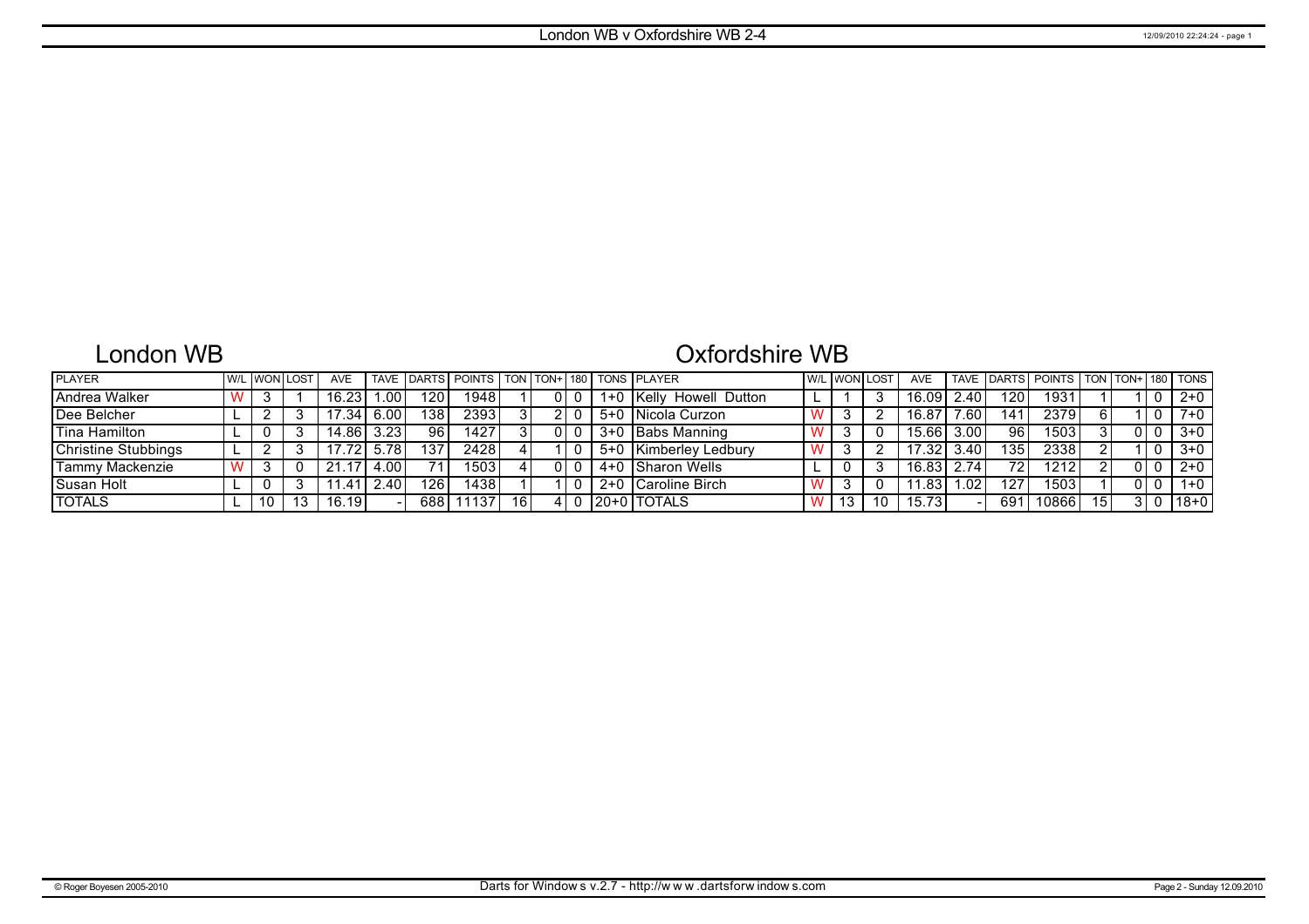# London WB v Oxfordshire WB 2-4

## London WB

## Oxfordshire WB

| PLAYER | W/L | WON | LOST | AVE | TAVE | DARTS | POINTS | TON | TON+ | 180 | TONS | PLAYER | W/L | WON | LOST | AVE | TAVE | DARTS | POINTS | TON | TON+ | 180 | TONS |
|---|---|---|---|---|---|---|---|---|---|---|---|---|---|---|---|---|---|---|---|---|---|---|---|
| Andrea Walker | W | 3 | 1 | 16.23 | 1.00 | 120 | 1948 | 1 | 0 | 0 | 1+0 | Kelly Howell Dutton | L | 1 | 3 | 16.09 | 2.40 | 120 | 1931 | 1 | 1 | 0 | 2+0 |
| Dee Belcher | L | 2 | 3 | 17.34 | 6.00 | 138 | 2393 | 3 | 2 | 0 | 5+0 | Nicola Curzon | W | 3 | 2 | 16.87 | 7.60 | 141 | 2379 | 6 | 1 | 0 | 7+0 |
| Tina Hamilton | L | 0 | 3 | 14.86 | 3.23 | 96 | 1427 | 3 | 0 | 0 | 3+0 | Babs Manning | W | 3 | 0 | 15.66 | 3.00 | 96 | 1503 | 3 | 0 | 0 | 3+0 |
| Christine Stubbings | L | 2 | 3 | 17.72 | 5.78 | 137 | 2428 | 4 | 1 | 0 | 5+0 | Kimberley Ledbury | W | 3 | 2 | 17.32 | 3.40 | 135 | 2338 | 2 | 1 | 0 | 3+0 |
| Tammy Mackenzie | W | 3 | 0 | 21.17 | 4.00 | 71 | 1503 | 4 | 0 | 0 | 4+0 | Sharon Wells | L | 0 | 3 | 16.83 | 2.74 | 72 | 1212 | 2 | 0 | 0 | 2+0 |
| Susan Holt | L | 0 | 3 | 11.41 | 2.40 | 126 | 1438 | 1 | 1 | 0 | 2+0 | Caroline Birch | W | 3 | 0 | 11.83 | 1.02 | 127 | 1503 | 1 | 0 | 0 | 1+0 |
| TOTALS | L | 10 | 13 | 16.19 | - | 688 | 11137 | 16 | 4 | 0 | 20+0 | TOTALS | W | 13 | 10 | 15.73 | - | 691 | 10866 | 15 | 3 | 0 | 18+0 |